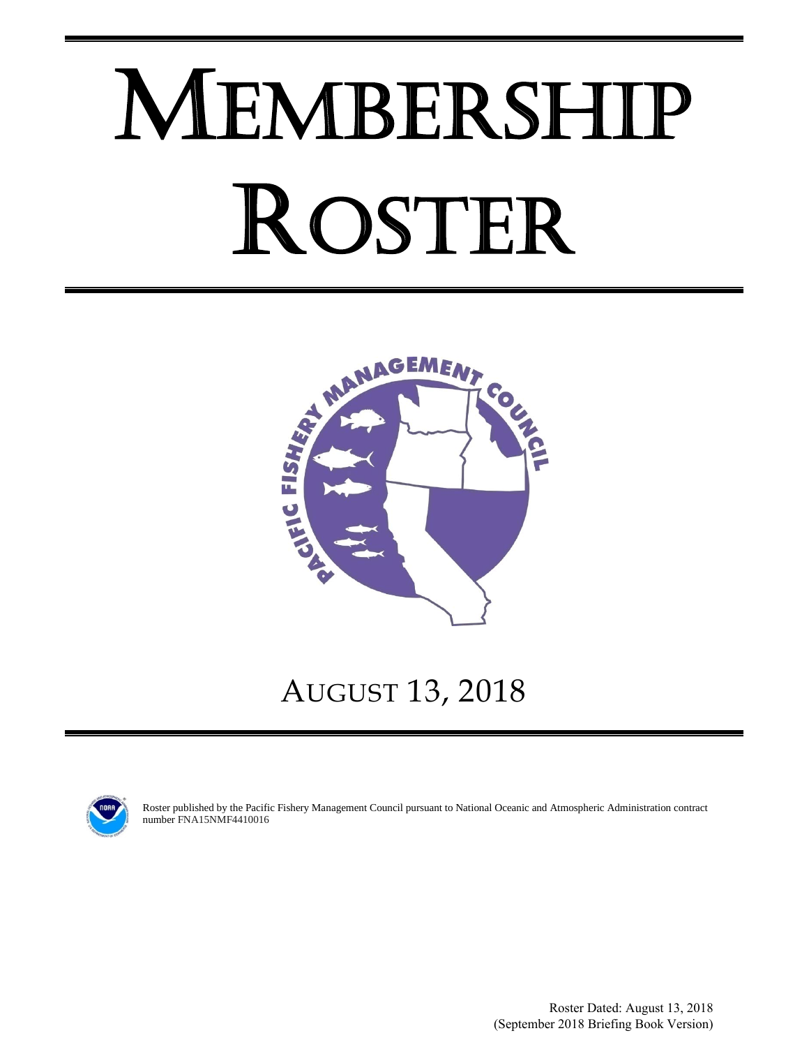# MEMBERSHIP ROSTER

AUGUST 13, 2018

Roster published by the Pacific Fishery Management Council pursuant to National Oceanic and Atmospheric Administration contract number FNA15NMF4410016

Roster Dated: August 13, 2018
(September 2018 Briefing Book Version)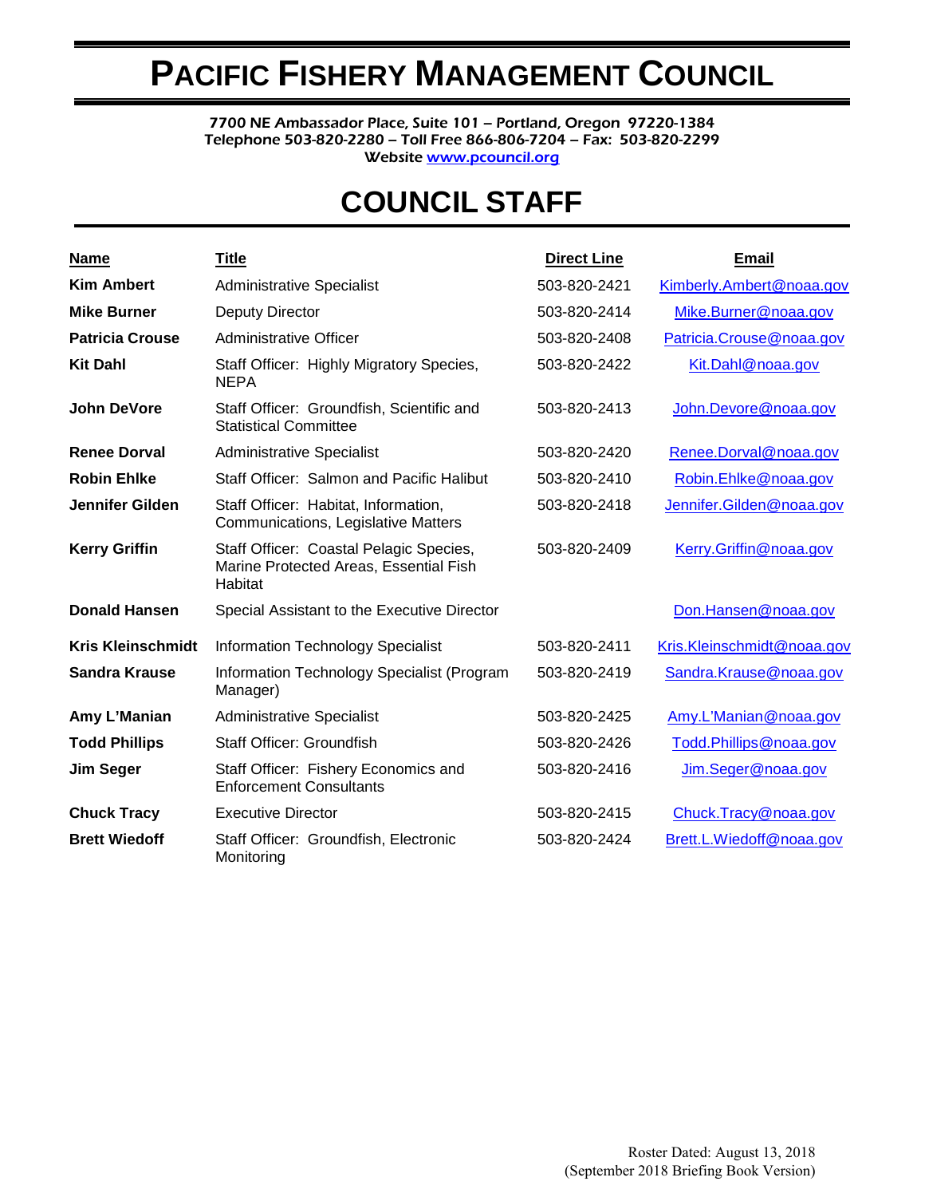# PACIFIC FISHERY MANAGEMENT COUNCIL

7700 NE Ambassador Place, Suite 101 – Portland, Oregon 97220-1384
Telephone 503-820-2280 – Toll Free 866-806-7204 – Fax: 503-820-2299
Website [www.pcouncil.org](http://www.pcouncil.org)

## COUNCIL STAFF

| Name | Title | Direct Line | Email |
|---|---|---|---|
| **Kim Ambert** | Administrative Specialist | 503-820-2421 | Kimberly.Ambert@noaa.gov |
| **Mike Burner** | Deputy Director | 503-820-2414 | Mike.Burner@noaa.gov |
| **Patricia Crouse** | Administrative Officer | 503-820-2408 | Patricia.Crouse@noaa.gov |
| **Kit Dahl** | Staff Officer: Highly Migratory Species, NEPA | 503-820-2422 | Kit.Dahl@noaa.gov |
| **John DeVore** | Staff Officer: Groundfish, Scientific and Statistical Committee | 503-820-2413 | John.Devore@noaa.gov |
| **Renee Dorval** | Administrative Specialist | 503-820-2420 | Renee.Dorval@noaa.gov |
| **Robin Ehlke** | Staff Officer: Salmon and Pacific Halibut | 503-820-2410 | Robin.Ehlke@noaa.gov |
| **Jennifer Gilden** | Staff Officer: Habitat, Information, Communications, Legislative Matters | 503-820-2418 | Jennifer.Gilden@noaa.gov |
| **Kerry Griffin** | Staff Officer: Coastal Pelagic Species, Marine Protected Areas, Essential Fish Habitat | 503-820-2409 | Kerry.Griffin@noaa.gov |
| **Donald Hansen** | Special Assistant to the Executive Director | | Don.Hansen@noaa.gov |
| **Kris Kleinschmidt** | Information Technology Specialist | 503-820-2411 | Kris.Kleinschmidt@noaa.gov |
| **Sandra Krause** | Information Technology Specialist (Program Manager) | 503-820-2419 | Sandra.Krause@noaa.gov |
| **Amy L'Manian** | Administrative Specialist | 503-820-2425 | Amy.L'Manian@noaa.gov |
| **Todd Phillips** | Staff Officer: Groundfish | 503-820-2426 | Todd.Phillips@noaa.gov |
| **Jim Seger** | Staff Officer: Fishery Economics and Enforcement Consultants | 503-820-2416 | Jim.Seger@noaa.gov |
| **Chuck Tracy** | Executive Director | 503-820-2415 | Chuck.Tracy@noaa.gov |
| **Brett Wiedoff** | Staff Officer: Groundfish, Electronic Monitoring | 503-820-2424 | Brett.L.Wiedoff@noaa.gov |

Roster Dated: August 13, 2018
(September 2018 Briefing Book Version)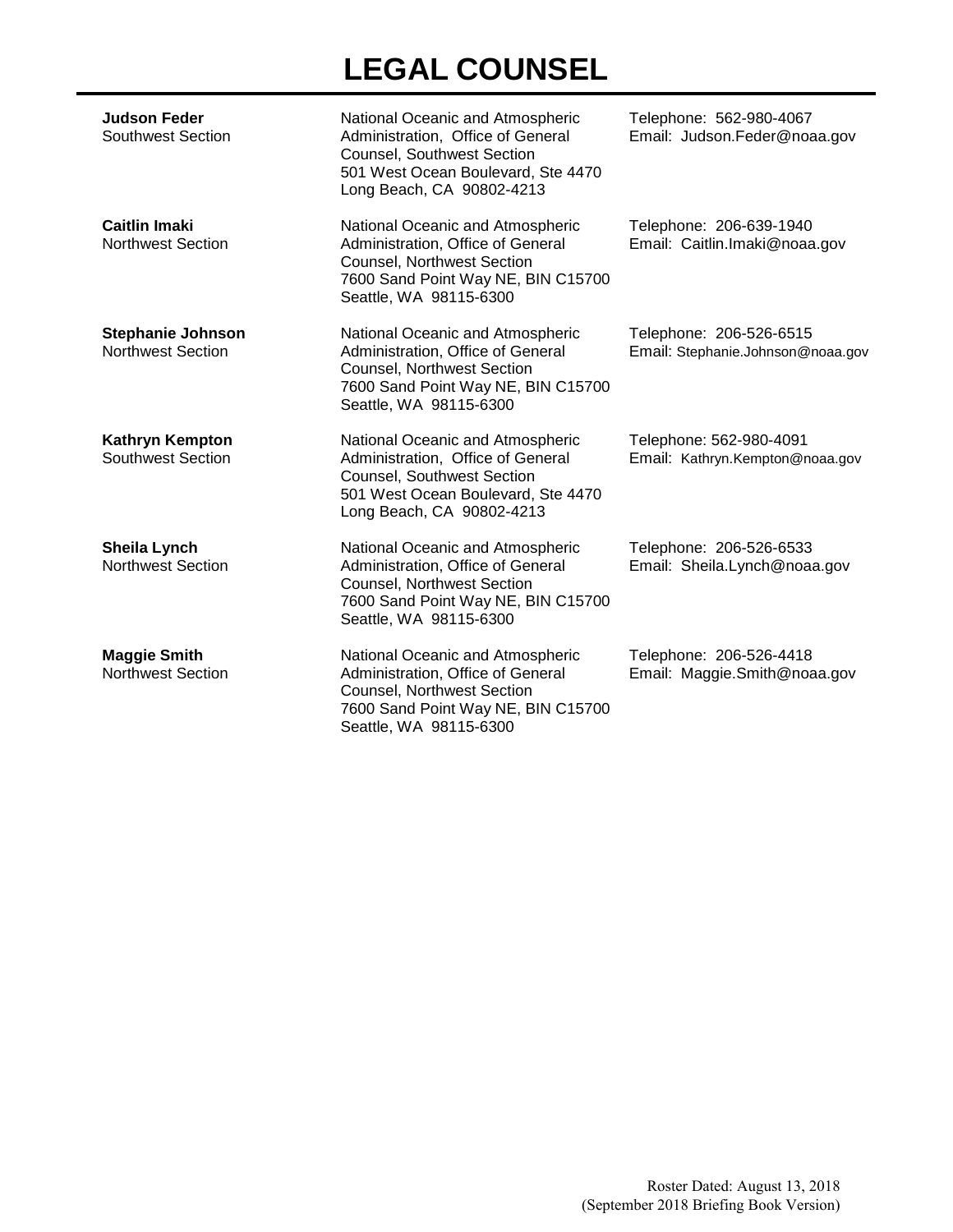# LEGAL COUNSEL

**Judson Feder**
Southwest Section

National Oceanic and Atmospheric Administration, Office of General Counsel, Southwest Section
501 West Ocean Boulevard, Ste 4470
Long Beach, CA 90802-4213

Telephone: 562-980-4067
Email: Judson.Feder@noaa.gov

**Caitlin Imaki**
Northwest Section

National Oceanic and Atmospheric Administration, Office of General Counsel, Northwest Section
7600 Sand Point Way NE, BIN C15700
Seattle, WA 98115-6300

Telephone: 206-639-1940
Email: Caitlin.Imaki@noaa.gov

**Stephanie Johnson**
Northwest Section

National Oceanic and Atmospheric Administration, Office of General Counsel, Northwest Section
7600 Sand Point Way NE, BIN C15700
Seattle, WA 98115-6300

Telephone: 206-526-6515
Email: Stephanie.Johnson@noaa.gov

**Kathryn Kempton**
Southwest Section

National Oceanic and Atmospheric Administration, Office of General Counsel, Southwest Section
501 West Ocean Boulevard, Ste 4470
Long Beach, CA 90802-4213

Telephone: 562-980-4091
Email: Kathryn.Kempton@noaa.gov

**Sheila Lynch**
Northwest Section

National Oceanic and Atmospheric Administration, Office of General Counsel, Northwest Section
7600 Sand Point Way NE, BIN C15700
Seattle, WA 98115-6300

Telephone: 206-526-6533
Email: Sheila.Lynch@noaa.gov

**Maggie Smith**
Northwest Section

National Oceanic and Atmospheric Administration, Office of General Counsel, Northwest Section
7600 Sand Point Way NE, BIN C15700
Seattle, WA 98115-6300

Telephone: 206-526-4418
Email: Maggie.Smith@noaa.gov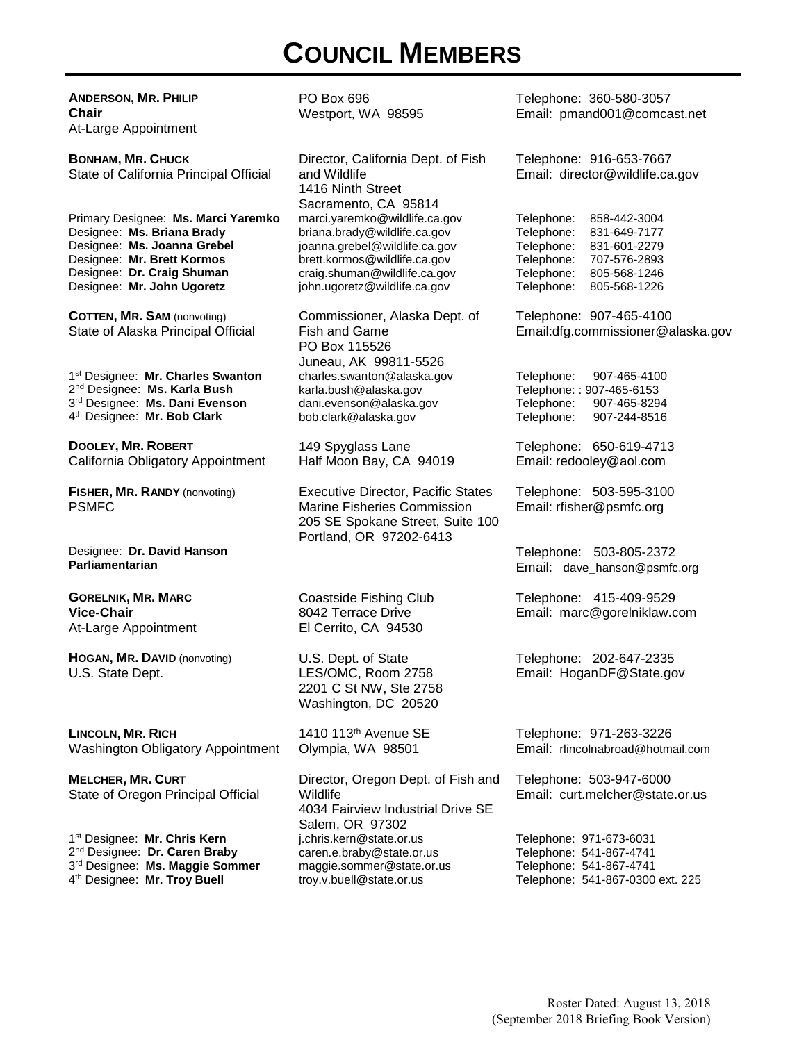# COUNCIL MEMBERS

| Name / Role | Address | Contact |
|---|---|---|
| **ANDERSON, MR. PHILIP**<br>**Chair**<br>At-Large Appointment | PO Box 696<br>Westport, WA 98595 | Telephone: 360-580-3057<br>Email: pmand001@comcast.net |
| **BONHAM, MR. CHUCK**<br>State of California Principal Official | Director, California Dept. of Fish and Wildlife<br>1416 Ninth Street<br>Sacramento, CA 95814 | Telephone: 916-653-7667<br>Email: director@wildlife.ca.gov |
| Primary Designee: **Ms. Marci Yaremko** | marci.yaremko@wildlife.ca.gov | Telephone: 858-442-3004 |
| Designee: **Ms. Briana Brady** | briana.brady@wildlife.ca.gov | Telephone: 831-649-7177 |
| Designee: **Ms. Joanna Grebel** | joanna.grebel@wildlife.ca.gov | Telephone: 831-601-2279 |
| Designee: **Mr. Brett Kormos** | brett.kormos@wildlife.ca.gov | Telephone: 707-576-2893 |
| Designee: **Dr. Craig Shuman** | craig.shuman@wildlife.ca.gov | Telephone: 805-568-1246 |
| Designee: **Mr. John Ugoretz** | john.ugoretz@wildlife.ca.gov | Telephone: 805-568-1226 |
| **COTTEN, MR. SAM** (nonvoting)<br>State of Alaska Principal Official | Commissioner, Alaska Dept. of Fish and Game<br>PO Box 115526<br>Juneau, AK 99811-5526 | Telephone: 907-465-4100<br>Email:dfg.commissioner@alaska.gov |
| 1st Designee: **Mr. Charles Swanton** | charles.swanton@alaska.gov | Telephone: 907-465-4100 |
| 2nd Designee: **Ms. Karla Bush** | karla.bush@alaska.gov | Telephone: : 907-465-6153 |
| 3rd Designee: **Ms. Dani Evenson** | dani.evenson@alaska.gov | Telephone: 907-465-8294 |
| 4th Designee: **Mr. Bob Clark** | bob.clark@alaska.gov | Telephone: 907-244-8516 |
| **DOOLEY, MR. ROBERT**<br>California Obligatory Appointment | 149 Spyglass Lane<br>Half Moon Bay, CA 94019 | Telephone: 650-619-4713<br>Email: redooley@aol.com |
| **FISHER, MR. RANDY** (nonvoting)<br>PSMFC | Executive Director, Pacific States Marine Fisheries Commission<br>205 SE Spokane Street, Suite 100<br>Portland, OR 97202-6413 | Telephone: 503-595-3100<br>Email: rfisher@psmfc.org |
| Designee: **Dr. David Hanson**<br>**Parliamentarian** | | Telephone: 503-805-2372<br>Email: dave_hanson@psmfc.org |
| **GORELNIK, MR. MARC**<br>**Vice-Chair**<br>At-Large Appointment | Coastside Fishing Club<br>8042 Terrace Drive<br>El Cerrito, CA 94530 | Telephone: 415-409-9529<br>Email: marc@gorelniklaw.com |
| **HOGAN, MR. DAVID** (nonvoting)<br>U.S. State Dept. | U.S. Dept. of State<br>LES/OMC, Room 2758<br>2201 C St NW, Ste 2758<br>Washington, DC 20520 | Telephone: 202-647-2335<br>Email: HoganDF@State.gov |
| **LINCOLN, MR. RICH**<br>Washington Obligatory Appointment | 1410 113th Avenue SE<br>Olympia, WA 98501 | Telephone: 971-263-3226<br>Email: rlincolnabroad@hotmail.com |
| **MELCHER, MR. CURT**<br>State of Oregon Principal Official | Director, Oregon Dept. of Fish and Wildlife<br>4034 Fairview Industrial Drive SE<br>Salem, OR 97302 | Telephone: 503-947-6000<br>Email: curt.melcher@state.or.us |
| 1st Designee: **Mr. Chris Kern** | j.chris.kern@state.or.us | Telephone: 971-673-6031 |
| 2nd Designee: **Dr. Caren Braby** | caren.e.braby@state.or.us | Telephone: 541-867-4741 |
| 3rd Designee: **Ms. Maggie Sommer** | maggie.sommer@state.or.us | Telephone: 541-867-4741 |
| 4th Designee: **Mr. Troy Buell** | troy.v.buell@state.or.us | Telephone: 541-867-0300 ext. 225 |

Roster Dated: August 13, 2018
(September 2018 Briefing Book Version)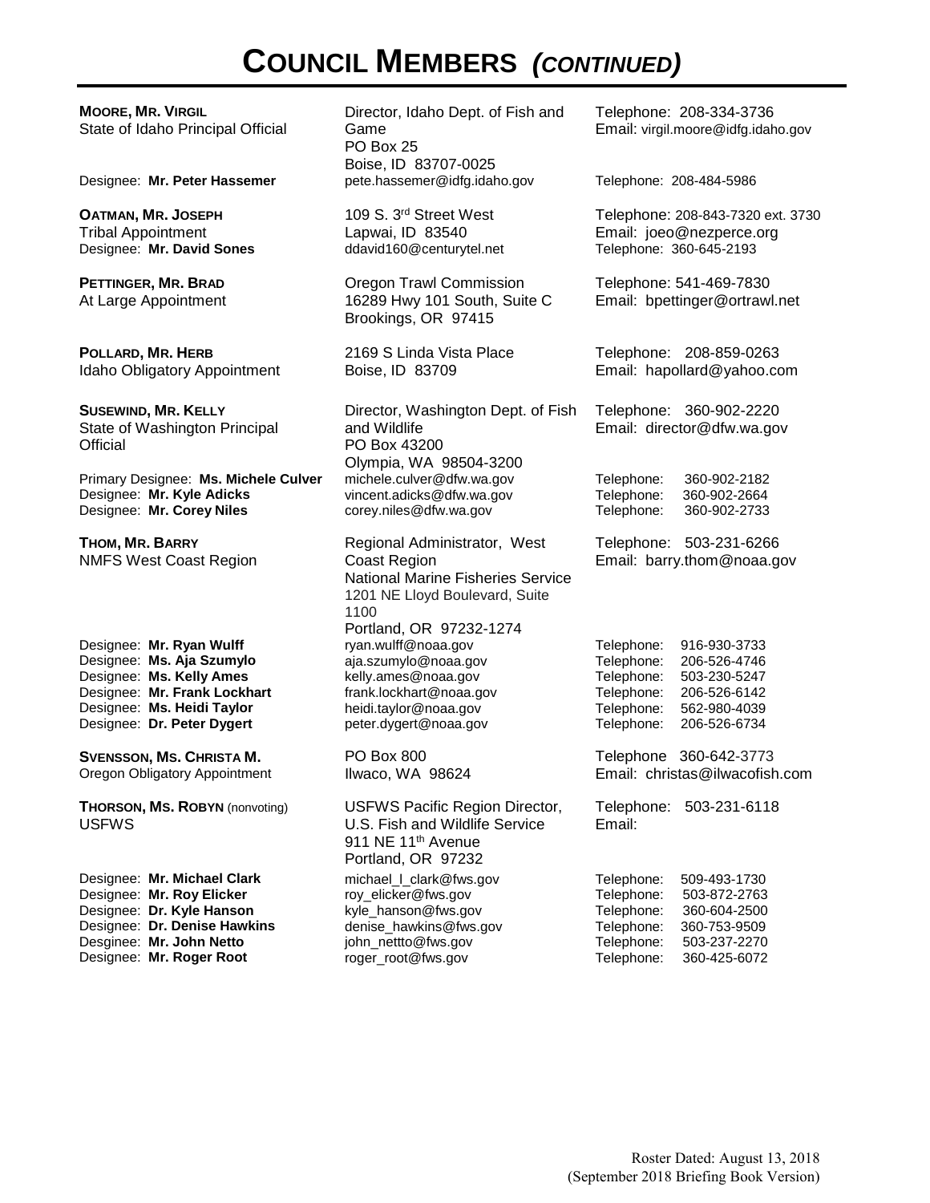# COUNCIL MEMBERS *(CONTINUED)*

| Name / Position | Address | Contact |
|---|---|---|
| **MOORE, MR. VIRGIL**<br>State of Idaho Principal Official | Director, Idaho Dept. of Fish and Game<br>PO Box 25<br>Boise, ID 83707-0025 | Telephone: 208-334-3736<br>Email: virgil.moore@idfg.idaho.gov |
| Designee: **Mr. Peter Hassemer** | pete.hassemer@idfg.idaho.gov | Telephone: 208-484-5986 |
| **OATMAN, MR. JOSEPH**<br>Tribal Appointment | 109 S. 3rd Street West<br>Lapwai, ID 83540 | Telephone: 208-843-7320 ext. 3730<br>Email: joeo@nezperce.org |
| Designee: **Mr. David Sones** | ddavid160@centurytel.net | Telephone: 360-645-2193 |
| **PETTINGER, MR. BRAD**<br>At Large Appointment | Oregon Trawl Commission<br>16289 Hwy 101 South, Suite C<br>Brookings, OR 97415 | Telephone: 541-469-7830<br>Email: bpettinger@ortrawl.net |
| **POLLARD, MR. HERB**<br>Idaho Obligatory Appointment | 2169 S Linda Vista Place<br>Boise, ID 83709 | Telephone: 208-859-0263<br>Email: hapollard@yahoo.com |
| **SUSEWIND, MR. KELLY**<br>State of Washington Principal Official | Director, Washington Dept. of Fish and Wildlife<br>PO Box 43200<br>Olympia, WA 98504-3200 | Telephone: 360-902-2220<br>Email: director@dfw.wa.gov |
| Primary Designee: **Ms. Michele Culver** | michele.culver@dfw.wa.gov | Telephone: 360-902-2182 |
| Designee: **Mr. Kyle Adicks** | vincent.adicks@dfw.wa.gov | Telephone: 360-902-2664 |
| Designee: **Mr. Corey Niles** | corey.niles@dfw.wa.gov | Telephone: 360-902-2733 |
| **THOM, MR. BARRY**<br>NMFS West Coast Region | Regional Administrator, West Coast Region<br>National Marine Fisheries Service<br>1201 NE Lloyd Boulevard, Suite 1100<br>Portland, OR 97232-1274 | Telephone: 503-231-6266<br>Email: barry.thom@noaa.gov |
| Designee: **Mr. Ryan Wulff** | ryan.wulff@noaa.gov | Telephone: 916-930-3733 |
| Designee: **Ms. Aja Szumylo** | aja.szumylo@noaa.gov | Telephone: 206-526-4746 |
| Designee: **Ms. Kelly Ames** | kelly.ames@noaa.gov | Telephone: 503-230-5247 |
| Designee: **Mr. Frank Lockhart** | frank.lockhart@noaa.gov | Telephone: 206-526-6142 |
| Designee: **Ms. Heidi Taylor** | heidi.taylor@noaa.gov | Telephone: 562-980-4039 |
| Designee: **Dr. Peter Dygert** | peter.dygert@noaa.gov | Telephone: 206-526-6734 |
| **SVENSSON, MS. CHRISTA M.**<br>Oregon Obligatory Appointment | PO Box 800<br>Ilwaco, WA 98624 | Telephone 360-642-3773<br>Email: christas@ilwacofish.com |
| **THORSON, MS. ROBYN** (nonvoting)<br>USFWS | USFWS Pacific Region Director,<br>U.S. Fish and Wildlife Service<br>911 NE 11th Avenue<br>Portland, OR 97232 | Telephone: 503-231-6118<br>Email: |
| Designee: **Mr. Michael Clark** | michael_l_clark@fws.gov | Telephone: 509-493-1730 |
| Designee: **Mr. Roy Elicker** | roy_elicker@fws.gov | Telephone: 503-872-2763 |
| Designee: **Dr. Kyle Hanson** | kyle_hanson@fws.gov | Telephone: 360-604-2500 |
| Designee: **Dr. Denise Hawkins** | denise_hawkins@fws.gov | Telephone: 360-753-9509 |
| Desginee: **Mr. John Netto** | john_nettto@fws.gov | Telephone: 503-237-2270 |
| Designee: **Mr. Roger Root** | roger_root@fws.gov | Telephone: 360-425-6072 |

Roster Dated: August 13, 2018
(September 2018 Briefing Book Version)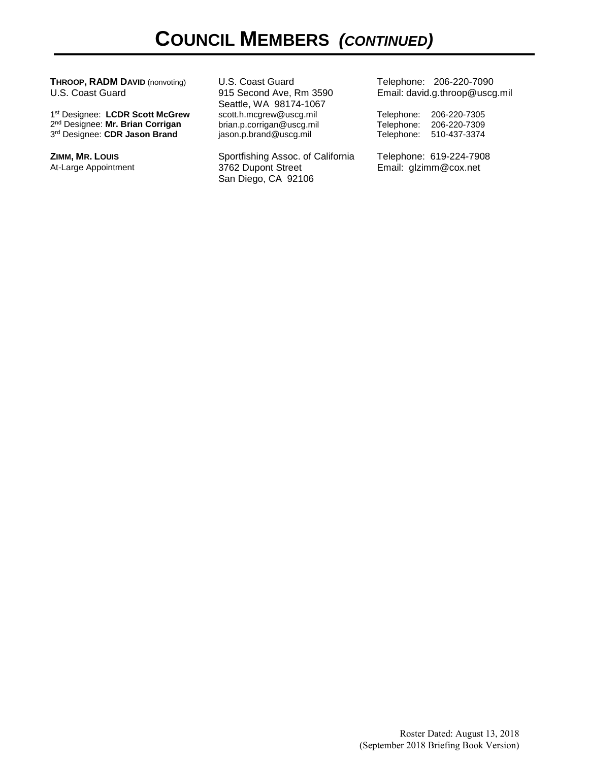# COUNCIL MEMBERS *(CONTINUED)*

| | | |
|---|---|---|
| **THROOP, RADM DAVID** (nonvoting)<br>U.S. Coast Guard | U.S. Coast Guard<br>915 Second Ave, Rm 3590<br>Seattle, WA 98174-1067 | Telephone: 206-220-7090<br>Email: david.g.throop@uscg.mil |
| 1st Designee: **LCDR Scott McGrew** | scott.h.mcgrew@uscg.mil | Telephone: 206-220-7305 |
| 2nd Designee: **Mr. Brian Corrigan** | brian.p.corrigan@uscg.mil | Telephone: 206-220-7309 |
| 3rd Designee: **CDR Jason Brand** | jason.p.brand@uscg.mil | Telephone: 510-437-3374 |
| **ZIMM, MR. LOUIS**<br>At-Large Appointment | Sportfishing Assoc. of California<br>3762 Dupont Street<br>San Diego, CA 92106 | Telephone: 619-224-7908<br>Email: glzimm@cox.net |

Roster Dated: August 13, 2018
(September 2018 Briefing Book Version)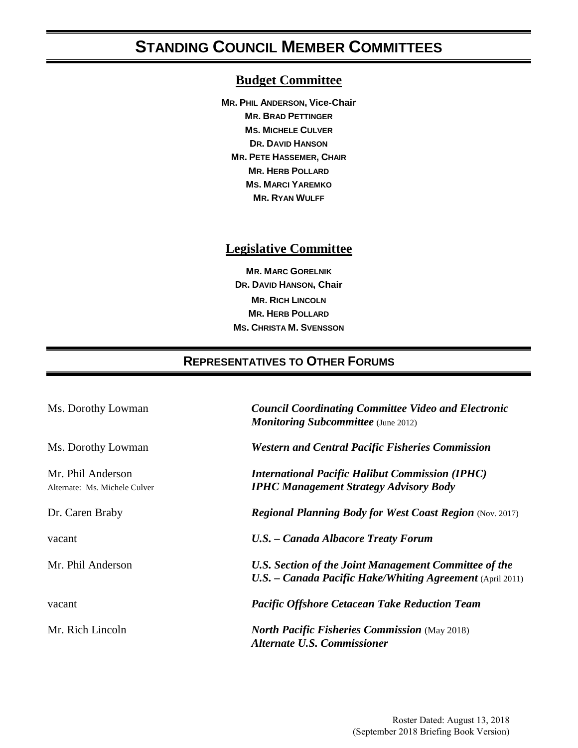# STANDING COUNCIL MEMBER COMMITTEES

## Budget Committee

**MR. PHIL ANDERSON, Vice-Chair**
**MR. BRAD PETTINGER**
**MS. MICHELE CULVER**
**DR. DAVID HANSON**
**MR. PETE HASSEMER, CHAIR**
**MR. HERB POLLARD**
**MS. MARCI YAREMKO**
**MR. RYAN WULFF**

## Legislative Committee

**MR. MARC GORELNIK**
**DR. DAVID HANSON, Chair**
**MR. RICH LINCOLN**
**MR. HERB POLLARD**
**MS. CHRISTA M. SVENSSON**

# REPRESENTATIVES TO OTHER FORUMS

| | |
|---|---|
| Ms. Dorothy Lowman | ***Council Coordinating Committee Video and Electronic Monitoring Subcommittee*** (June 2012) |
| Ms. Dorothy Lowman | ***Western and Central Pacific Fisheries Commission*** |
| Mr. Phil Anderson<br>Alternate: Ms. Michele Culver | ***International Pacific Halibut Commission (IPHC)***<br>***IPHC Management Strategy Advisory Body*** |
| Dr. Caren Braby | ***Regional Planning Body for West Coast Region*** (Nov. 2017) |
| vacant | ***U.S. – Canada Albacore Treaty Forum*** |
| Mr. Phil Anderson | ***U.S. Section of the Joint Management Committee of the U.S. – Canada Pacific Hake/Whiting Agreement*** (April 2011) |
| vacant | ***Pacific Offshore Cetacean Take Reduction Team*** |
| Mr. Rich Lincoln | ***North Pacific Fisheries Commission*** (May 2018)<br>***Alternate U.S. Commissioner*** |

Roster Dated: August 13, 2018
(September 2018 Briefing Book Version)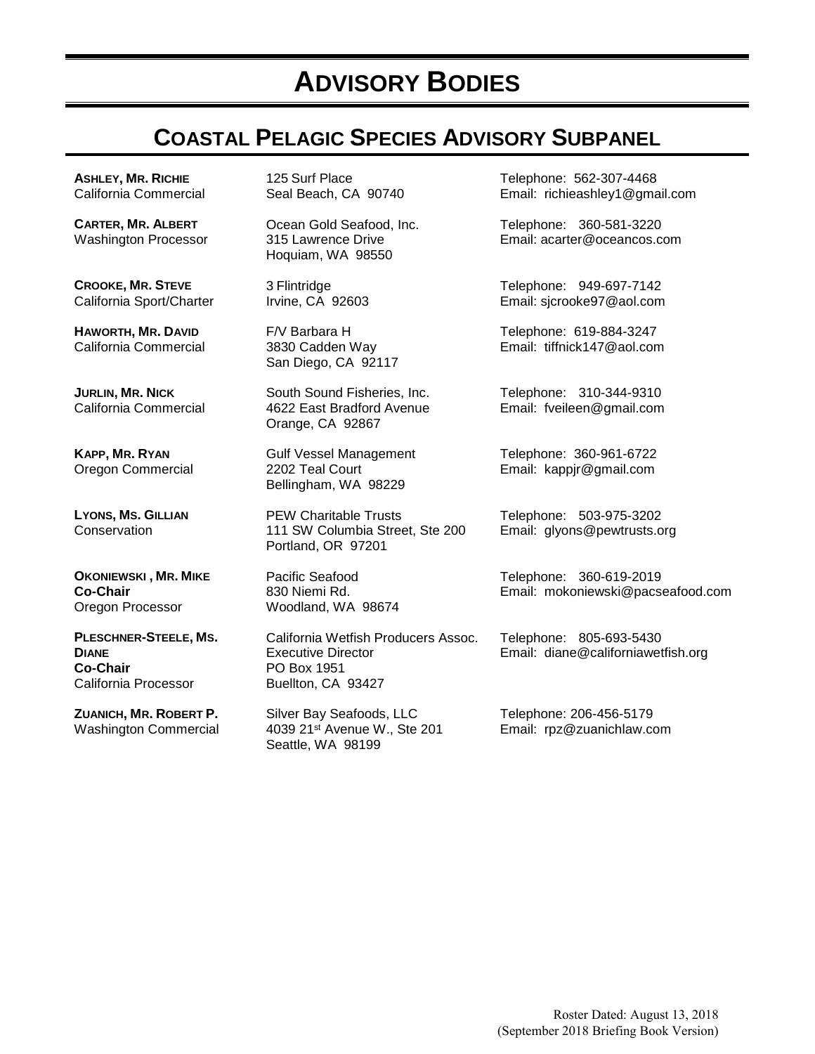# ADVISORY BODIES

## COASTAL PELAGIC SPECIES ADVISORY SUBPANEL

**ASHLEY, MR. RICHIE**
California Commercial

125 Surf Place
Seal Beach, CA 90740

Telephone: 562-307-4468
Email: richieashley1@gmail.com

**CARTER, MR. ALBERT**
Washington Processor

Ocean Gold Seafood, Inc.
315 Lawrence Drive
Hoquiam, WA 98550

Telephone: 360-581-3220
Email: acarter@oceancos.com

**CROOKE, MR. STEVE**
California Sport/Charter

3 Flintridge
Irvine, CA 92603

Telephone: 949-697-7142
Email: sjcrooke97@aol.com

**HAWORTH, MR. DAVID**
California Commercial

F/V Barbara H
3830 Cadden Way
San Diego, CA 92117

Telephone: 619-884-3247
Email: tiffnick147@aol.com

**JURLIN, MR. NICK**
California Commercial

South Sound Fisheries, Inc.
4622 East Bradford Avenue
Orange, CA 92867

Telephone: 310-344-9310
Email: fveileen@gmail.com

**KAPP, MR. RYAN**
Oregon Commercial

Gulf Vessel Management
2202 Teal Court
Bellingham, WA 98229

Telephone: 360-961-6722
Email: kappjr@gmail.com

**LYONS, MS. GILLIAN**
Conservation

PEW Charitable Trusts
111 SW Columbia Street, Ste 200
Portland, OR 97201

Telephone: 503-975-3202
Email: glyons@pewtrusts.org

**OKONIEWSKI , MR. MIKE**
**Co-Chair**
Oregon Processor

Pacific Seafood
830 Niemi Rd.
Woodland, WA 98674

Telephone: 360-619-2019
Email: mokoniewski@pacseafood.com

**PLESCHNER-STEELE, MS. DIANE**
**Co-Chair**
California Processor

California Wetfish Producers Assoc.
Executive Director
PO Box 1951
Buellton, CA 93427

Telephone: 805-693-5430
Email: diane@californiawetfish.org

**ZUANICH, MR. ROBERT P.**
Washington Commercial

Silver Bay Seafoods, LLC
4039 21st Avenue W., Ste 201
Seattle, WA 98199

Telephone: 206-456-5179
Email: rpz@zuanichlaw.com

Roster Dated: August 13, 2018
(September 2018 Briefing Book Version)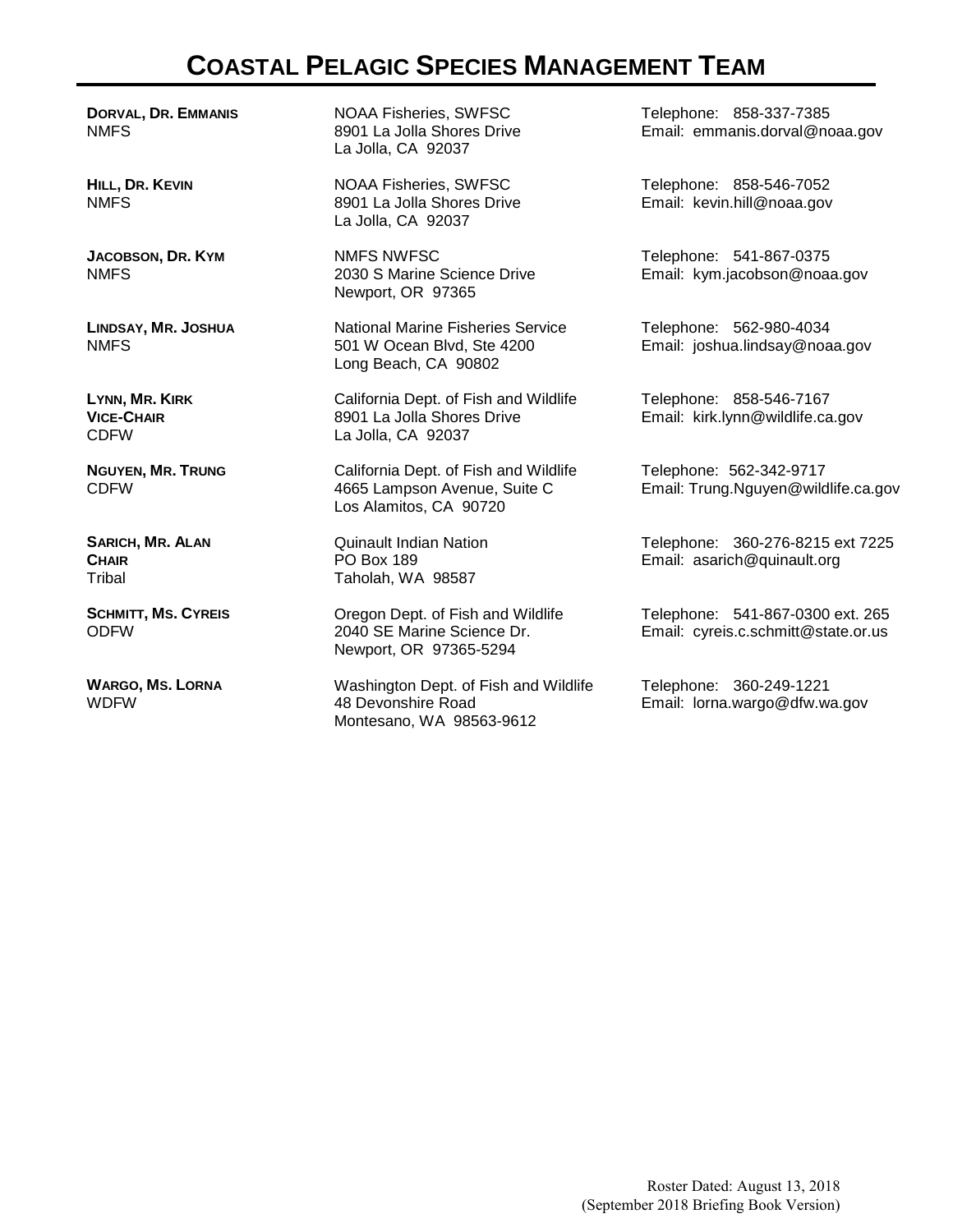# Coastal Pelagic Species Management Team

**Dorval, Dr. Emmanis**
NMFS

NOAA Fisheries, SWFSC
8901 La Jolla Shores Drive
La Jolla, CA 92037

Telephone: 858-337-7385
Email: emmanis.dorval@noaa.gov

**Hill, Dr. Kevin**
NMFS

NOAA Fisheries, SWFSC
8901 La Jolla Shores Drive
La Jolla, CA 92037

Telephone: 858-546-7052
Email: kevin.hill@noaa.gov

**Jacobson, Dr. Kym**
NMFS

NMFS NWFSC
2030 S Marine Science Drive
Newport, OR 97365

Telephone: 541-867-0375
Email: kym.jacobson@noaa.gov

**Lindsay, Mr. Joshua**
NMFS

National Marine Fisheries Service
501 W Ocean Blvd, Ste 4200
Long Beach, CA 90802

Telephone: 562-980-4034
Email: joshua.lindsay@noaa.gov

**Lynn, Mr. Kirk**
**Vice-Chair**
CDFW

California Dept. of Fish and Wildlife
8901 La Jolla Shores Drive
La Jolla, CA 92037

Telephone: 858-546-7167
Email: kirk.lynn@wildlife.ca.gov

**Nguyen, Mr. Trung**
CDFW

California Dept. of Fish and Wildlife
4665 Lampson Avenue, Suite C
Los Alamitos, CA 90720

Telephone: 562-342-9717
Email: Trung.Nguyen@wildlife.ca.gov

**Sarich, Mr. Alan**
**Chair**
Tribal

Quinault Indian Nation
PO Box 189
Taholah, WA 98587

Telephone: 360-276-8215 ext 7225
Email: asarich@quinault.org

**Schmitt, Ms. Cyreis**
ODFW

Oregon Dept. of Fish and Wildlife
2040 SE Marine Science Dr.
Newport, OR 97365-5294

Telephone: 541-867-0300 ext. 265
Email: cyreis.c.schmitt@state.or.us

**Wargo, Ms. Lorna**
WDFW

Washington Dept. of Fish and Wildlife
48 Devonshire Road
Montesano, WA 98563-9612

Telephone: 360-249-1221
Email: lorna.wargo@dfw.wa.gov

Roster Dated: August 13, 2018
(September 2018 Briefing Book Version)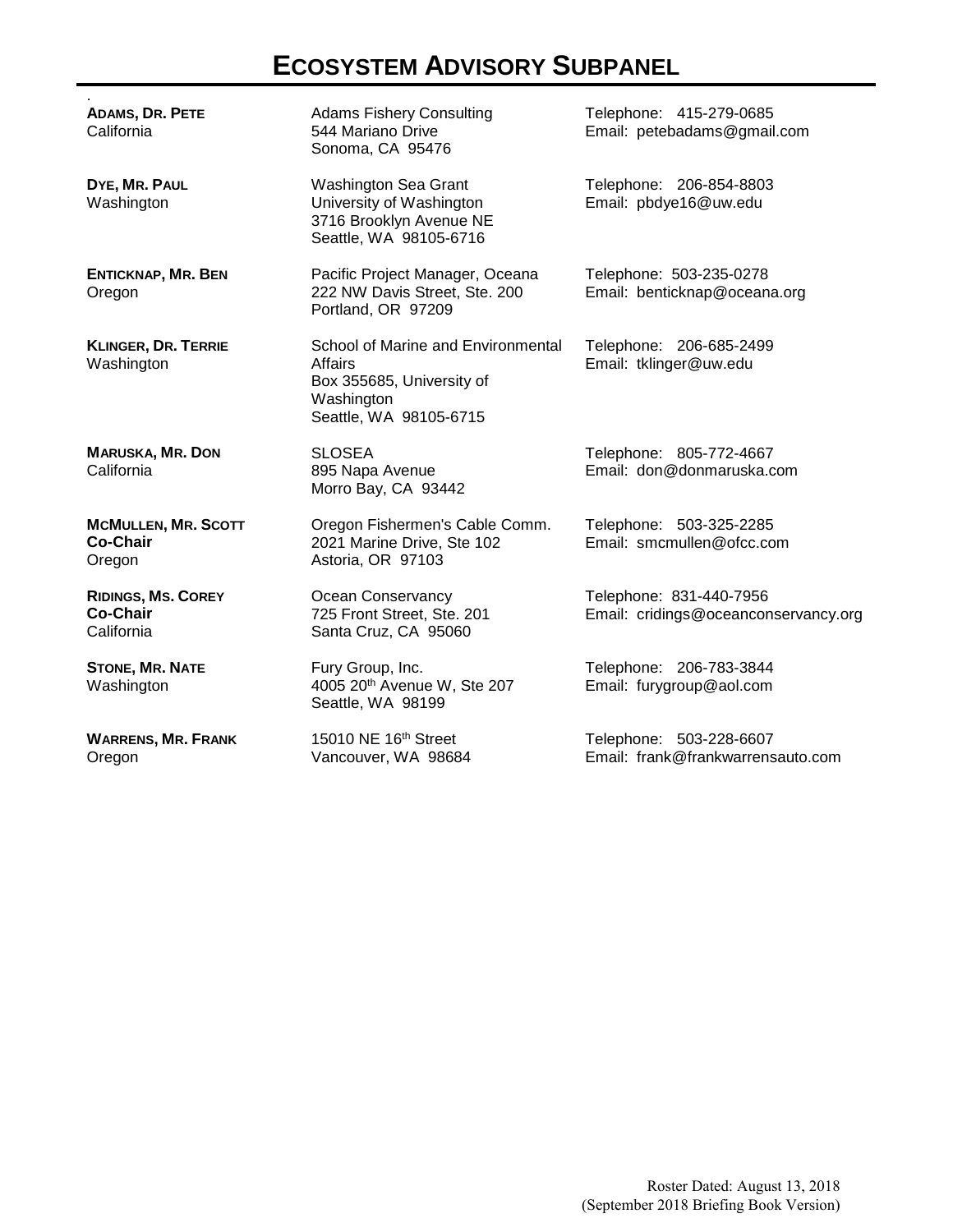# ECOSYSTEM ADVISORY SUBPANEL

| | | |
|---|---|---|
| **ADAMS, DR. PETE**<br>California | Adams Fishery Consulting<br>544 Mariano Drive<br>Sonoma, CA 95476 | Telephone: 415-279-0685<br>Email: petebadams@gmail.com |
| **DYE, MR. PAUL**<br>Washington | Washington Sea Grant<br>University of Washington<br>3716 Brooklyn Avenue NE<br>Seattle, WA 98105-6716 | Telephone: 206-854-8803<br>Email: pbdye16@uw.edu |
| **ENTICKNAP, MR. BEN**<br>Oregon | Pacific Project Manager, Oceana<br>222 NW Davis Street, Ste. 200<br>Portland, OR 97209 | Telephone: 503-235-0278<br>Email: benticknap@oceana.org |
| **KLINGER, DR. TERRIE**<br>Washington | School of Marine and Environmental Affairs<br>Box 355685, University of Washington<br>Seattle, WA 98105-6715 | Telephone: 206-685-2499<br>Email: tklinger@uw.edu |
| **MARUSKA, MR. DON**<br>California | SLOSEA<br>895 Napa Avenue<br>Morro Bay, CA 93442 | Telephone: 805-772-4667<br>Email: don@donmaruska.com |
| **MCMULLEN, MR. SCOTT**<br>**Co-Chair**<br>Oregon | Oregon Fishermen's Cable Comm.<br>2021 Marine Drive, Ste 102<br>Astoria, OR 97103 | Telephone: 503-325-2285<br>Email: smcmullen@ofcc.com |
| **RIDINGS, MS. COREY**<br>**Co-Chair**<br>California | Ocean Conservancy<br>725 Front Street, Ste. 201<br>Santa Cruz, CA 95060 | Telephone: 831-440-7956<br>Email: cridings@oceanconservancy.org |
| **STONE, MR. NATE**<br>Washington | Fury Group, Inc.<br>4005 20th Avenue W, Ste 207<br>Seattle, WA 98199 | Telephone: 206-783-3844<br>Email: furygroup@aol.com |
| **WARRENS, MR. FRANK**<br>Oregon | 15010 NE 16th Street<br>Vancouver, WA 98684 | Telephone: 503-228-6607<br>Email: frank@frankwarrensauto.com |

Roster Dated: August 13, 2018
(September 2018 Briefing Book Version)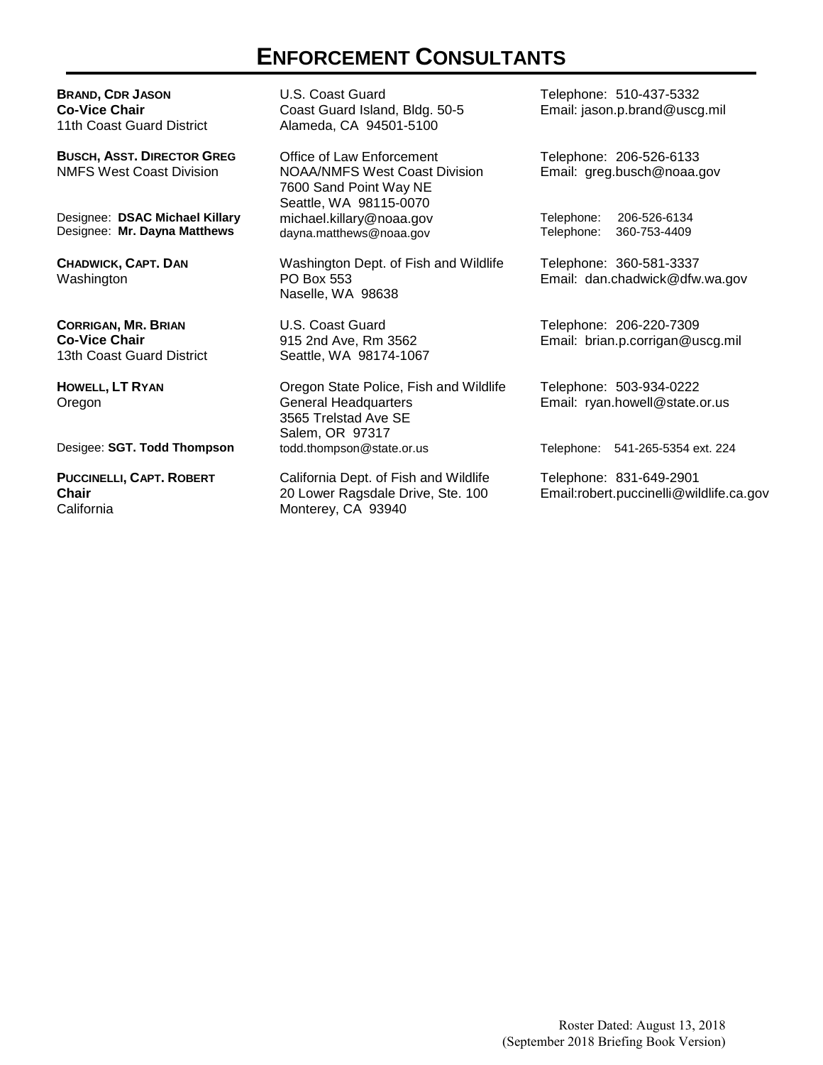# ENFORCEMENT CONSULTANTS

| | | |
|---|---|---|
| **BRAND, CDR JASON**<br>**Co-Vice Chair**<br>11th Coast Guard District | U.S. Coast Guard<br>Coast Guard Island, Bldg. 50-5<br>Alameda, CA 94501-5100 | Telephone: 510-437-5332<br>Email: jason.p.brand@uscg.mil |
| **BUSCH, ASST. DIRECTOR GREG**<br>NMFS West Coast Division | Office of Law Enforcement<br>NOAA/NMFS West Coast Division<br>7600 Sand Point Way NE<br>Seattle, WA 98115-0070 | Telephone: 206-526-6133<br>Email: greg.busch@noaa.gov |
| Designee: **DSAC Michael Killary**<br>Designee: **Mr. Dayna Matthews** | michael.killary@noaa.gov<br>dayna.matthews@noaa.gov | Telephone: 206-526-6134<br>Telephone: 360-753-4409 |
| **CHADWICK, CAPT. DAN**<br>Washington | Washington Dept. of Fish and Wildlife<br>PO Box 553<br>Naselle, WA 98638 | Telephone: 360-581-3337<br>Email: dan.chadwick@dfw.wa.gov |
| **CORRIGAN, MR. BRIAN**<br>**Co-Vice Chair**<br>13th Coast Guard District | U.S. Coast Guard<br>915 2nd Ave, Rm 3562<br>Seattle, WA 98174-1067 | Telephone: 206-220-7309<br>Email: brian.p.corrigan@uscg.mil |
| **HOWELL, LT RYAN**<br>Oregon | Oregon State Police, Fish and Wildlife<br>General Headquarters<br>3565 Trelstad Ave SE<br>Salem, OR 97317 | Telephone: 503-934-0222<br>Email: ryan.howell@state.or.us |
| Desigee: **SGT. Todd Thompson** | todd.thompson@state.or.us | Telephone: 541-265-5354 ext. 224 |
| **PUCCINELLI, CAPT. ROBERT**<br>**Chair**<br>California | California Dept. of Fish and Wildlife<br>20 Lower Ragsdale Drive, Ste. 100<br>Monterey, CA 93940 | Telephone: 831-649-2901<br>Email:robert.puccinelli@wildlife.ca.gov |

Roster Dated: August 13, 2018
(September 2018 Briefing Book Version)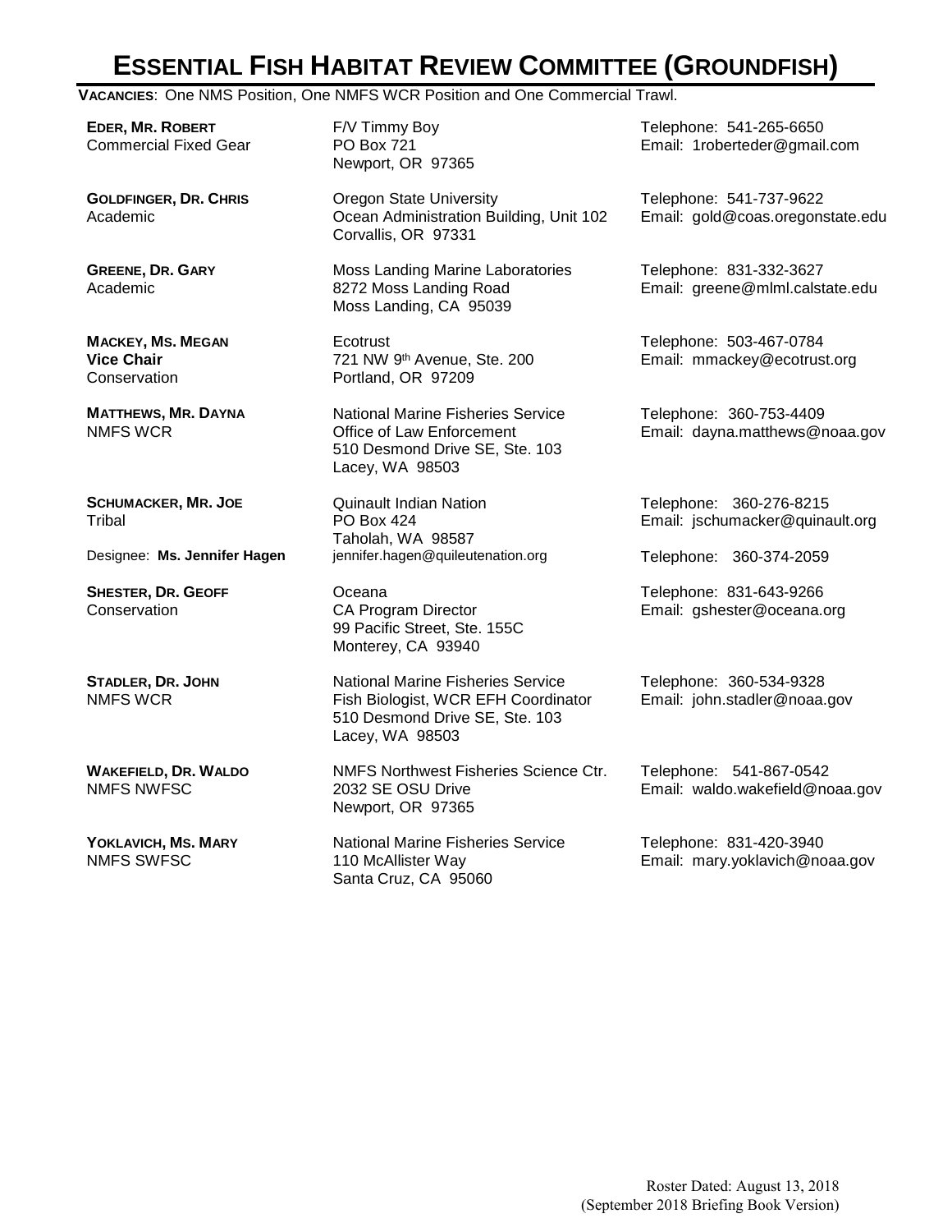# ESSENTIAL FISH HABITAT REVIEW COMMITTEE (GROUNDFISH)

**VACANCIES**: One NMS Position, One NMFS WCR Position and One Commercial Trawl.

| Member | Address | Contact |
|---|---|---|
| **EDER, MR. ROBERT**<br>Commercial Fixed Gear | F/V Timmy Boy<br>PO Box 721<br>Newport, OR 97365 | Telephone: 541-265-6650<br>Email: 1roberteder@gmail.com |
| **GOLDFINGER, DR. CHRIS**<br>Academic | Oregon State University<br>Ocean Administration Building, Unit 102<br>Corvallis, OR 97331 | Telephone: 541-737-9622<br>Email: gold@coas.oregonstate.edu |
| **GREENE, DR. GARY**<br>Academic | Moss Landing Marine Laboratories<br>8272 Moss Landing Road<br>Moss Landing, CA 95039 | Telephone: 831-332-3627<br>Email: greene@mlml.calstate.edu |
| **MACKEY, MS. MEGAN**<br>**Vice Chair**<br>Conservation | Ecotrust<br>721 NW 9th Avenue, Ste. 200<br>Portland, OR 97209 | Telephone: 503-467-0784<br>Email: mmackey@ecotrust.org |
| **MATTHEWS, MR. DAYNA**<br>NMFS WCR | National Marine Fisheries Service<br>Office of Law Enforcement<br>510 Desmond Drive SE, Ste. 103<br>Lacey, WA 98503 | Telephone: 360-753-4409<br>Email: dayna.matthews@noaa.gov |
| **SCHUMACKER, MR. JOE**<br>Tribal | Quinault Indian Nation<br>PO Box 424<br>Taholah, WA 98587 | Telephone: 360-276-8215<br>Email: jschumacker@quinault.org |
| Designee: **Ms. Jennifer Hagen** | jennifer.hagen@quileutenation.org | Telephone: 360-374-2059 |
| **SHESTER, DR. GEOFF**<br>Conservation | Oceana<br>CA Program Director<br>99 Pacific Street, Ste. 155C<br>Monterey, CA 93940 | Telephone: 831-643-9266<br>Email: gshester@oceana.org |
| **STADLER, DR. JOHN**<br>NMFS WCR | National Marine Fisheries Service<br>Fish Biologist, WCR EFH Coordinator<br>510 Desmond Drive SE, Ste. 103<br>Lacey, WA 98503 | Telephone: 360-534-9328<br>Email: john.stadler@noaa.gov |
| **WAKEFIELD, DR. WALDO**<br>NMFS NWFSC | NMFS Northwest Fisheries Science Ctr.<br>2032 SE OSU Drive<br>Newport, OR 97365 | Telephone: 541-867-0542<br>Email: waldo.wakefield@noaa.gov |
| **YOKLAVICH, MS. MARY**<br>NMFS SWFSC | National Marine Fisheries Service<br>110 McAllister Way<br>Santa Cruz, CA 95060 | Telephone: 831-420-3940<br>Email: mary.yoklavich@noaa.gov |

Roster Dated: August 13, 2018
(September 2018 Briefing Book Version)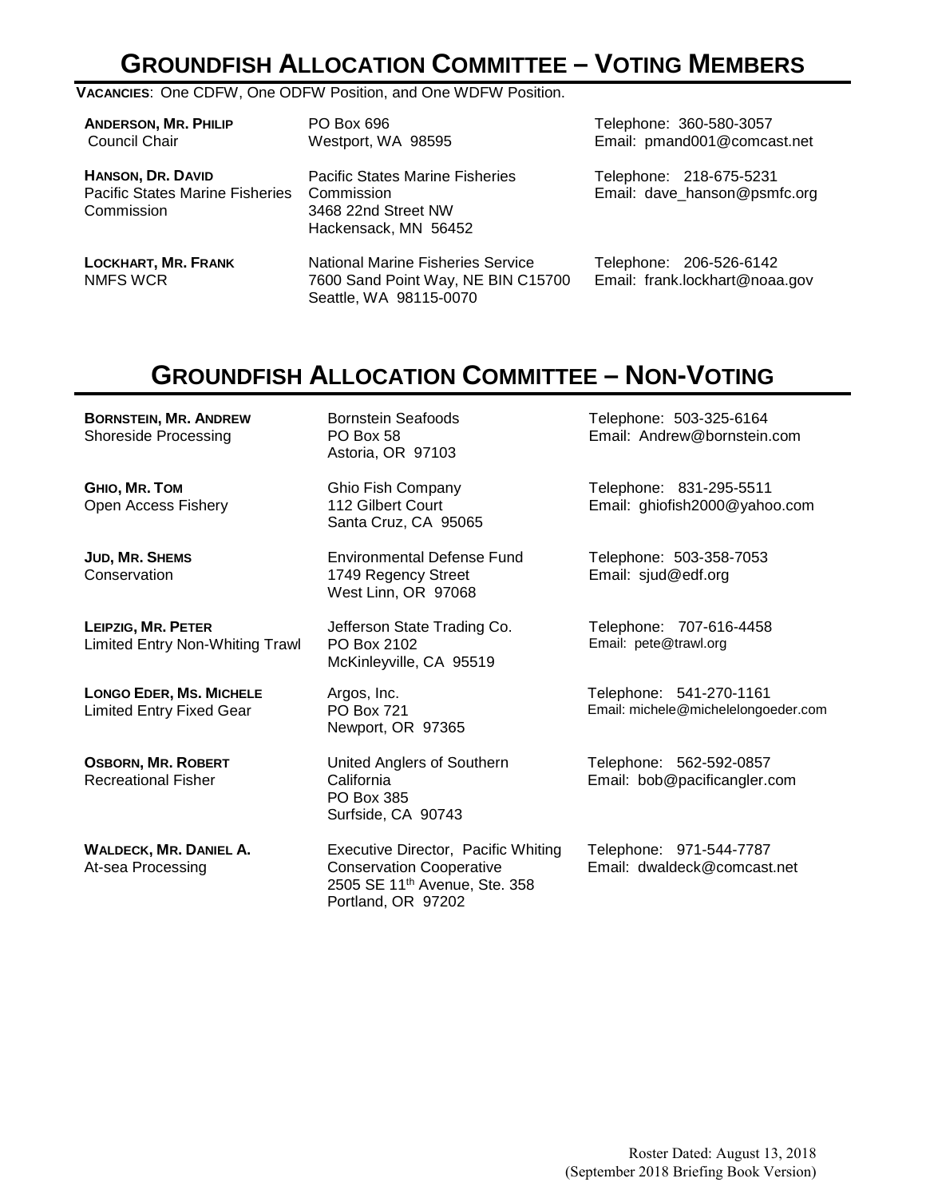# Groundfish Allocation Committee – Voting Members

**Vacancies**: One CDFW, One ODFW Position, and One WDFW Position.

| Name | Address | Contact |
|---|---|---|
| **Anderson, Mr. Philip**<br>Council Chair | PO Box 696<br>Westport, WA 98595 | Telephone: 360-580-3057<br>Email: pmand001@comcast.net |
| **Hanson, Dr. David**<br>Pacific States Marine Fisheries Commission | Pacific States Marine Fisheries Commission<br>3468 22nd Street NW<br>Hackensack, MN 56452 | Telephone: 218-675-5231<br>Email: dave_hanson@psmfc.org |
| **Lockhart, Mr. Frank**<br>NMFS WCR | National Marine Fisheries Service<br>7600 Sand Point Way, NE BIN C15700<br>Seattle, WA 98115-0070 | Telephone: 206-526-6142<br>Email: frank.lockhart@noaa.gov |

# Groundfish Allocation Committee – Non-Voting

| Name | Address | Contact |
|---|---|---|
| **Bornstein, Mr. Andrew**<br>Shoreside Processing | Bornstein Seafoods<br>PO Box 58<br>Astoria, OR 97103 | Telephone: 503-325-6164<br>Email: Andrew@bornstein.com |
| **Ghio, Mr. Tom**<br>Open Access Fishery | Ghio Fish Company<br>112 Gilbert Court<br>Santa Cruz, CA 95065 | Telephone: 831-295-5511<br>Email: ghiofish2000@yahoo.com |
| **Jud, Mr. Shems**<br>Conservation | Environmental Defense Fund<br>1749 Regency Street<br>West Linn, OR 97068 | Telephone: 503-358-7053<br>Email: sjud@edf.org |
| **Leipzig, Mr. Peter**<br>Limited Entry Non-Whiting Trawl | Jefferson State Trading Co.<br>PO Box 2102<br>McKinleyville, CA 95519 | Telephone: 707-616-4458<br>Email: pete@trawl.org |
| **Longo Eder, Ms. Michele**<br>Limited Entry Fixed Gear | Argos, Inc.<br>PO Box 721<br>Newport, OR 97365 | Telephone: 541-270-1161<br>Email: michele@michelelongoeder.com |
| **Osborn, Mr. Robert**<br>Recreational Fisher | United Anglers of Southern California<br>PO Box 385<br>Surfside, CA 90743 | Telephone: 562-592-0857<br>Email: bob@pacificangler.com |
| **Waldeck, Mr. Daniel A.**<br>At-sea Processing | Executive Director, Pacific Whiting Conservation Cooperative<br>2505 SE 11th Avenue, Ste. 358<br>Portland, OR 97202 | Telephone: 971-544-7787<br>Email: dwaldeck@comcast.net |

Roster Dated: August 13, 2018
(September 2018 Briefing Book Version)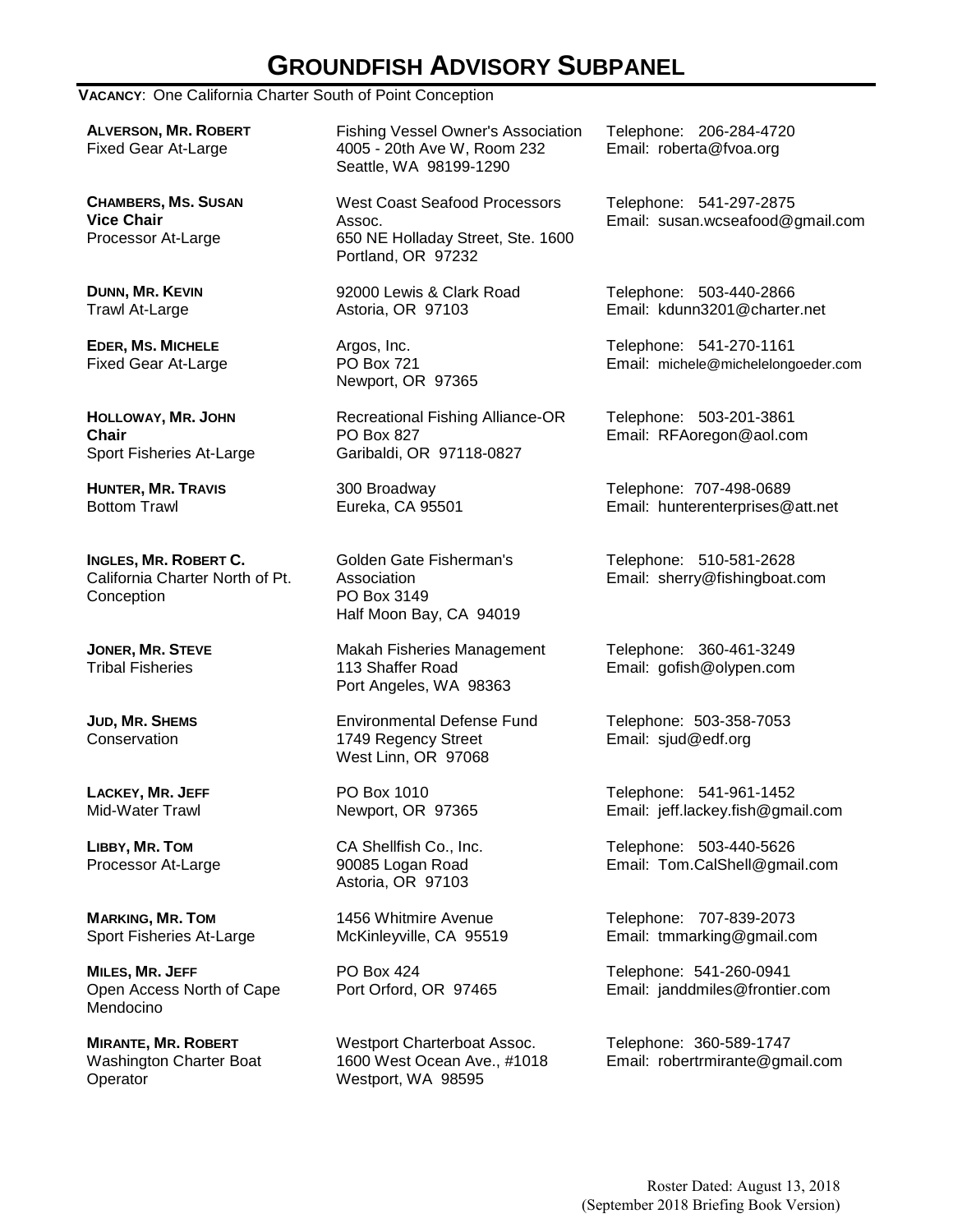# GROUNDFISH ADVISORY SUBPANEL

**VACANCY**: One California Charter South of Point Conception

| Member | Address | Contact |
|---|---|---|
| **ALVERSON, MR. ROBERT**<br>Fixed Gear At-Large | Fishing Vessel Owner's Association<br>4005 - 20th Ave W, Room 232<br>Seattle, WA 98199-1290 | Telephone: 206-284-4720<br>Email: roberta@fvoa.org |
| **CHAMBERS, MS. SUSAN**<br>**Vice Chair**<br>Processor At-Large | West Coast Seafood Processors Assoc.<br>650 NE Holladay Street, Ste. 1600<br>Portland, OR 97232 | Telephone: 541-297-2875<br>Email: susan.wcseafood@gmail.com |
| **DUNN, MR. KEVIN**<br>Trawl At-Large | 92000 Lewis & Clark Road<br>Astoria, OR 97103 | Telephone: 503-440-2866<br>Email: kdunn3201@charter.net |
| **EDER, MS. MICHELE**<br>Fixed Gear At-Large | Argos, Inc.<br>PO Box 721<br>Newport, OR 97365 | Telephone: 541-270-1161<br>Email: michele@michelelongoeder.com |
| **HOLLOWAY, MR. JOHN**<br>**Chair**<br>Sport Fisheries At-Large | Recreational Fishing Alliance-OR<br>PO Box 827<br>Garibaldi, OR 97118-0827 | Telephone: 503-201-3861<br>Email: RFAoregon@aol.com |
| **HUNTER, MR. TRAVIS**<br>Bottom Trawl | 300 Broadway<br>Eureka, CA 95501 | Telephone: 707-498-0689<br>Email: hunterenterprises@att.net |
| **INGLES, MR. ROBERT C.**<br>California Charter North of Pt. Conception | Golden Gate Fisherman's Association<br>PO Box 3149<br>Half Moon Bay, CA 94019 | Telephone: 510-581-2628<br>Email: sherry@fishingboat.com |
| **JONER, MR. STEVE**<br>Tribal Fisheries | Makah Fisheries Management<br>113 Shaffer Road<br>Port Angeles, WA 98363 | Telephone: 360-461-3249<br>Email: gofish@olypen.com |
| **JUD, MR. SHEMS**<br>Conservation | Environmental Defense Fund<br>1749 Regency Street<br>West Linn, OR 97068 | Telephone: 503-358-7053<br>Email: sjud@edf.org |
| **LACKEY, MR. JEFF**<br>Mid-Water Trawl | PO Box 1010<br>Newport, OR 97365 | Telephone: 541-961-1452<br>Email: jeff.lackey.fish@gmail.com |
| **LIBBY, MR. TOM**<br>Processor At-Large | CA Shellfish Co., Inc.<br>90085 Logan Road<br>Astoria, OR 97103 | Telephone: 503-440-5626<br>Email: Tom.CalShell@gmail.com |
| **MARKING, MR. TOM**<br>Sport Fisheries At-Large | 1456 Whitmire Avenue<br>McKinleyville, CA 95519 | Telephone: 707-839-2073<br>Email: tmmarking@gmail.com |
| **MILES, MR. JEFF**<br>Open Access North of Cape Mendocino | PO Box 424<br>Port Orford, OR 97465 | Telephone: 541-260-0941<br>Email: janddmiles@frontier.com |
| **MIRANTE, MR. ROBERT**<br>Washington Charter Boat Operator | Westport Charterboat Assoc.<br>1600 West Ocean Ave., #1018<br>Westport, WA 98595 | Telephone: 360-589-1747<br>Email: robertrmirante@gmail.com |

Roster Dated: August 13, 2018
(September 2018 Briefing Book Version)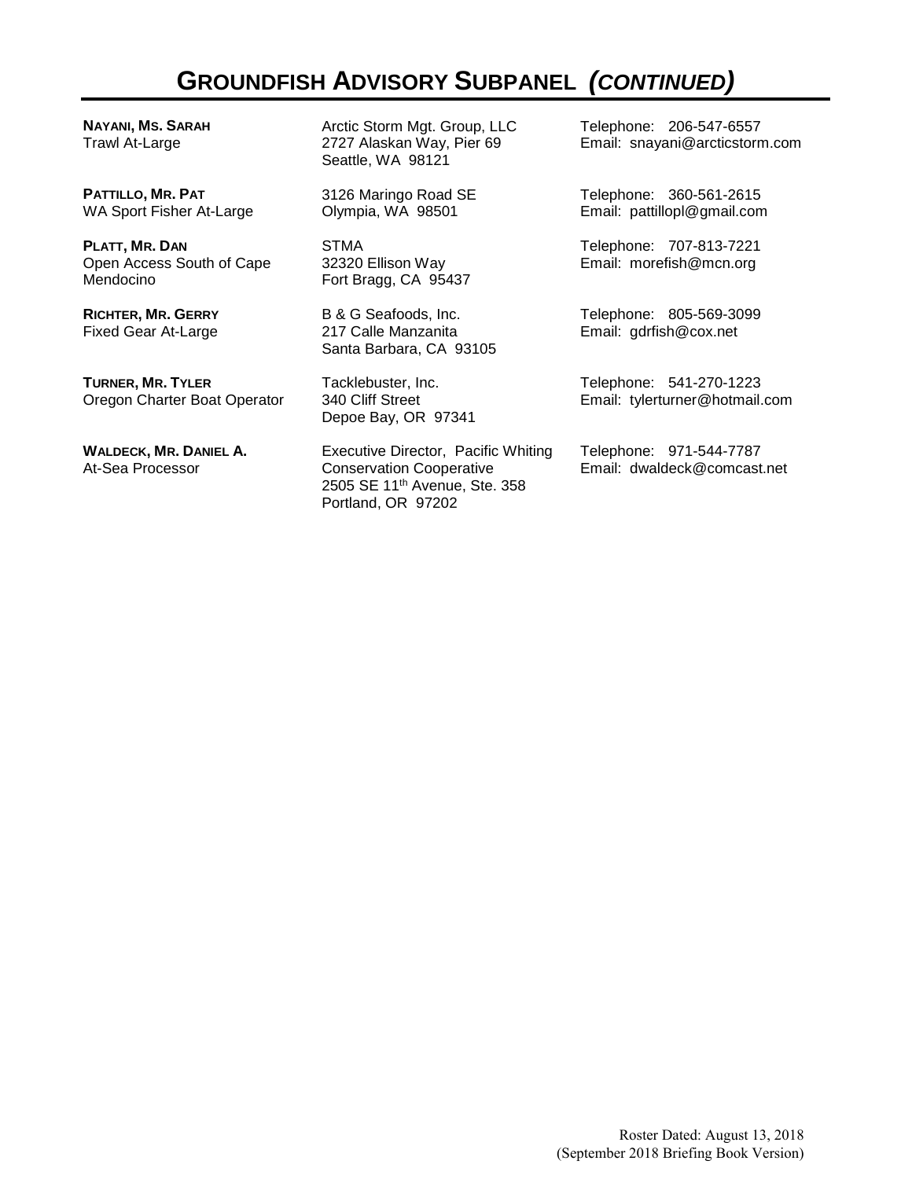# GROUNDFISH ADVISORY SUBPANEL *(CONTINUED)*

**NAYANI, MS. SARAH**
Trawl At-Large

Arctic Storm Mgt. Group, LLC
2727 Alaskan Way, Pier 69
Seattle, WA 98121

Telephone: 206-547-6557
Email: snayani@arcticstorm.com

**PATTILLO, MR. PAT**
WA Sport Fisher At-Large

3126 Maringo Road SE
Olympia, WA 98501

Telephone: 360-561-2615
Email: pattillopl@gmail.com

**PLATT, MR. DAN**
Open Access South of Cape Mendocino

STMA
32320 Ellison Way
Fort Bragg, CA 95437

Telephone: 707-813-7221
Email: morefish@mcn.org

**RICHTER, MR. GERRY**
Fixed Gear At-Large

B & G Seafoods, Inc.
217 Calle Manzanita
Santa Barbara, CA 93105

Telephone: 805-569-3099
Email: gdrfish@cox.net

**TURNER, MR. TYLER**
Oregon Charter Boat Operator

Tacklebuster, Inc.
340 Cliff Street
Depoe Bay, OR 97341

Telephone: 541-270-1223
Email: tylerturner@hotmail.com

**WALDECK, MR. DANIEL A.**
At-Sea Processor

Executive Director, Pacific Whiting Conservation Cooperative
2505 SE 11th Avenue, Ste. 358
Portland, OR 97202

Telephone: 971-544-7787
Email: dwaldeck@comcast.net

Roster Dated: August 13, 2018
(September 2018 Briefing Book Version)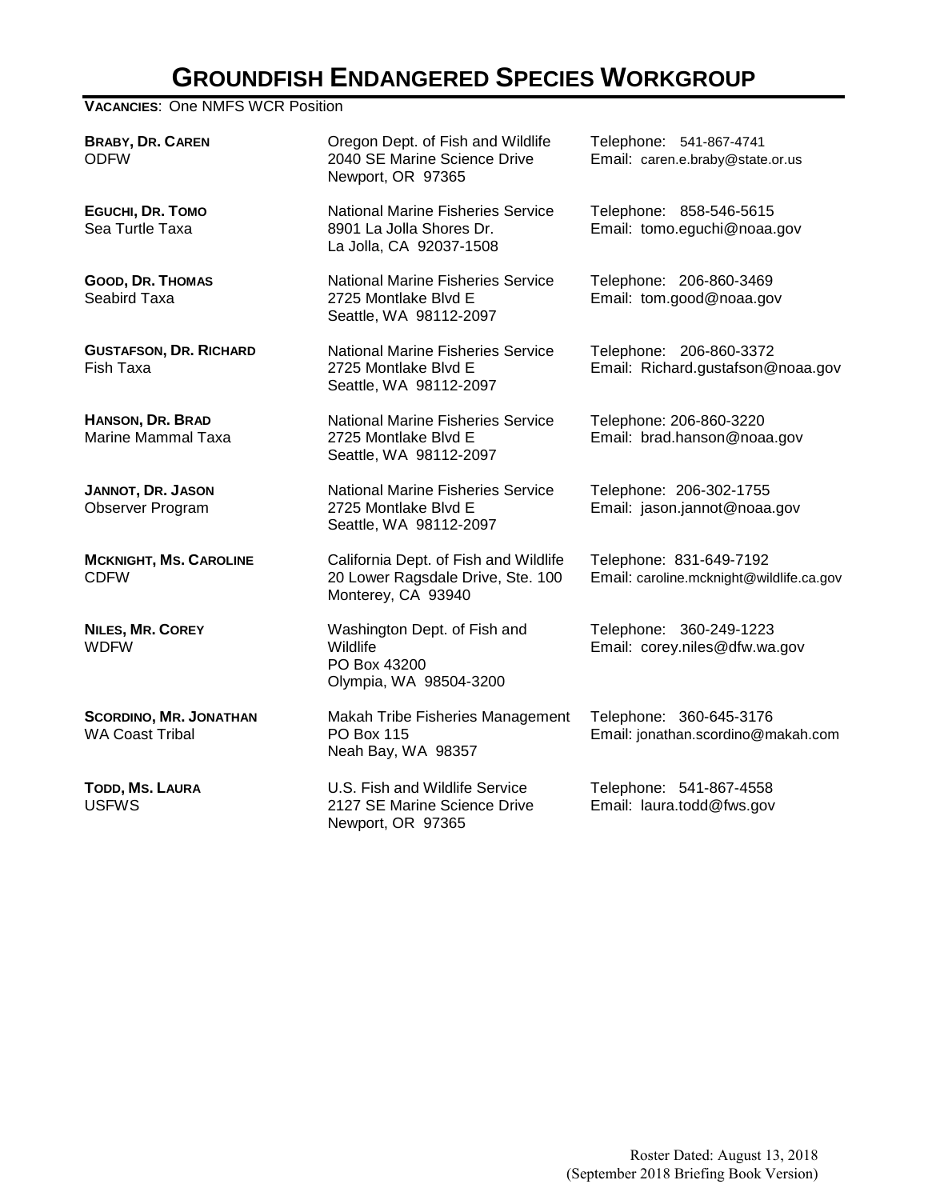# GROUNDFISH ENDANGERED SPECIES WORKGROUP

**VACANCIES**: One NMFS WCR Position

| | | |
|---|---|---|
| **BRABY, DR. CAREN**<br>ODFW | Oregon Dept. of Fish and Wildlife<br>2040 SE Marine Science Drive<br>Newport, OR 97365 | Telephone: 541-867-4741<br>Email: caren.e.braby@state.or.us |
| **EGUCHI, DR. TOMO**<br>Sea Turtle Taxa | National Marine Fisheries Service<br>8901 La Jolla Shores Dr.<br>La Jolla, CA 92037-1508 | Telephone: 858-546-5615<br>Email: tomo.eguchi@noaa.gov |
| **GOOD, DR. THOMAS**<br>Seabird Taxa | National Marine Fisheries Service<br>2725 Montlake Blvd E<br>Seattle, WA 98112-2097 | Telephone: 206-860-3469<br>Email: tom.good@noaa.gov |
| **GUSTAFSON, DR. RICHARD**<br>Fish Taxa | National Marine Fisheries Service<br>2725 Montlake Blvd E<br>Seattle, WA 98112-2097 | Telephone: 206-860-3372<br>Email: Richard.gustafson@noaa.gov |
| **HANSON, DR. BRAD**<br>Marine Mammal Taxa | National Marine Fisheries Service<br>2725 Montlake Blvd E<br>Seattle, WA 98112-2097 | Telephone: 206-860-3220<br>Email: brad.hanson@noaa.gov |
| **JANNOT, DR. JASON**<br>Observer Program | National Marine Fisheries Service<br>2725 Montlake Blvd E<br>Seattle, WA 98112-2097 | Telephone: 206-302-1755<br>Email: jason.jannot@noaa.gov |
| **MCKNIGHT, MS. CAROLINE**<br>CDFW | California Dept. of Fish and Wildlife<br>20 Lower Ragsdale Drive, Ste. 100<br>Monterey, CA 93940 | Telephone: 831-649-7192<br>Email: caroline.mcknight@wildlife.ca.gov |
| **NILES, MR. COREY**<br>WDFW | Washington Dept. of Fish and Wildlife<br>PO Box 43200<br>Olympia, WA 98504-3200 | Telephone: 360-249-1223<br>Email: corey.niles@dfw.wa.gov |
| **SCORDINO, MR. JONATHAN**<br>WA Coast Tribal | Makah Tribe Fisheries Management<br>PO Box 115<br>Neah Bay, WA 98357 | Telephone: 360-645-3176<br>Email: jonathan.scordino@makah.com |
| **TODD, MS. LAURA**<br>USFWS | U.S. Fish and Wildlife Service<br>2127 SE Marine Science Drive<br>Newport, OR 97365 | Telephone: 541-867-4558<br>Email: laura.todd@fws.gov |

Roster Dated: August 13, 2018
(September 2018 Briefing Book Version)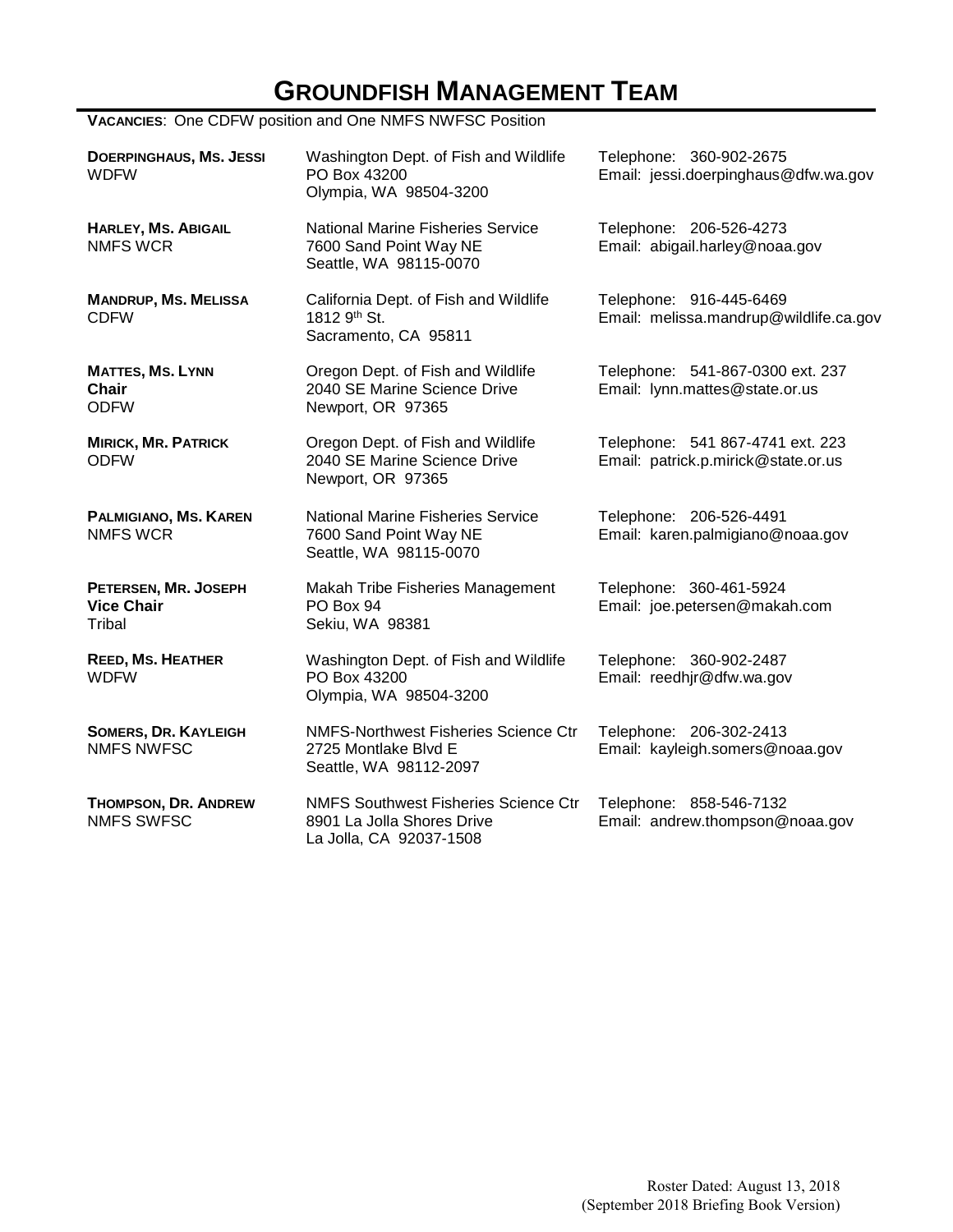# Groundfish Management Team

**Vacancies**: One CDFW position and One NMFS NWFSC Position

| Name | Address | Contact |
| --- | --- | --- |
| **Doerpinghaus, Ms. Jessi**<br>WDFW | Washington Dept. of Fish and Wildlife<br>PO Box 43200<br>Olympia, WA 98504-3200 | Telephone: 360-902-2675<br>Email: jessi.doerpinghaus@dfw.wa.gov |
| **Harley, Ms. Abigail**<br>NMFS WCR | National Marine Fisheries Service<br>7600 Sand Point Way NE<br>Seattle, WA 98115-0070 | Telephone: 206-526-4273<br>Email: abigail.harley@noaa.gov |
| **Mandrup, Ms. Melissa**<br>CDFW | California Dept. of Fish and Wildlife<br>1812 9th St.<br>Sacramento, CA 95811 | Telephone: 916-445-6469<br>Email: melissa.mandrup@wildlife.ca.gov |
| **Mattes, Ms. Lynn**<br>**Chair**<br>ODFW | Oregon Dept. of Fish and Wildlife<br>2040 SE Marine Science Drive<br>Newport, OR 97365 | Telephone: 541-867-0300 ext. 237<br>Email: lynn.mattes@state.or.us |
| **Mirick, Mr. Patrick**<br>ODFW | Oregon Dept. of Fish and Wildlife<br>2040 SE Marine Science Drive<br>Newport, OR 97365 | Telephone: 541 867-4741 ext. 223<br>Email: patrick.p.mirick@state.or.us |
| **Palmigiano, Ms. Karen**<br>NMFS WCR | National Marine Fisheries Service<br>7600 Sand Point Way NE<br>Seattle, WA 98115-0070 | Telephone: 206-526-4491<br>Email: karen.palmigiano@noaa.gov |
| **Petersen, Mr. Joseph**<br>**Vice Chair**<br>Tribal | Makah Tribe Fisheries Management<br>PO Box 94<br>Sekiu, WA 98381 | Telephone: 360-461-5924<br>Email: joe.petersen@makah.com |
| **Reed, Ms. Heather**<br>WDFW | Washington Dept. of Fish and Wildlife<br>PO Box 43200<br>Olympia, WA 98504-3200 | Telephone: 360-902-2487<br>Email: reedhjr@dfw.wa.gov |
| **Somers, Dr. Kayleigh**<br>NMFS NWFSC | NMFS-Northwest Fisheries Science Ctr<br>2725 Montlake Blvd E<br>Seattle, WA 98112-2097 | Telephone: 206-302-2413<br>Email: kayleigh.somers@noaa.gov |
| **Thompson, Dr. Andrew**<br>NMFS SWFSC | NMFS Southwest Fisheries Science Ctr<br>8901 La Jolla Shores Drive<br>La Jolla, CA 92037-1508 | Telephone: 858-546-7132<br>Email: andrew.thompson@noaa.gov |

Roster Dated: August 13, 2018
(September 2018 Briefing Book Version)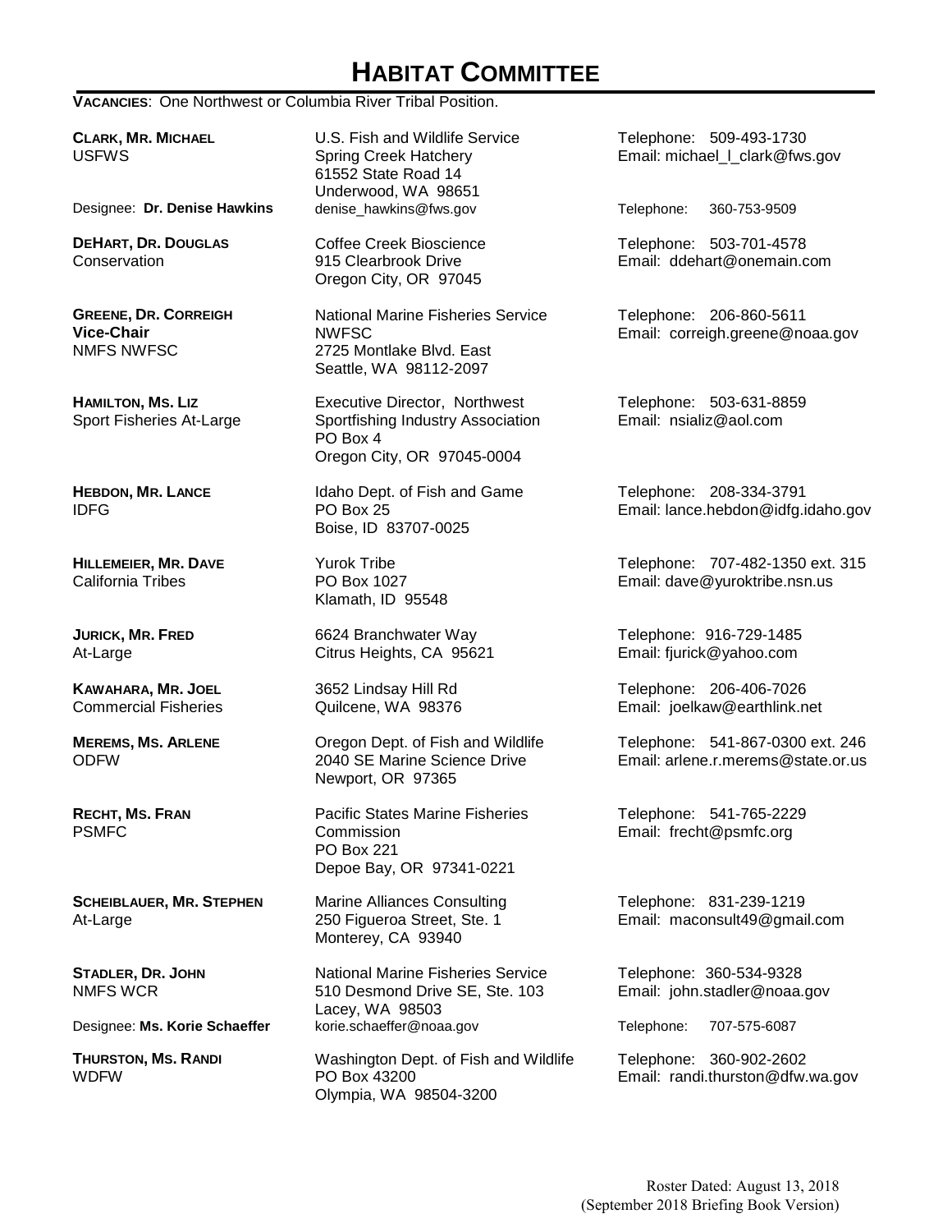# HABITAT COMMITTEE

**VACANCIES**: One Northwest or Columbia River Tribal Position.

**CLARK, MR. MICHAEL**
USFWS

U.S. Fish and Wildlife Service
Spring Creek Hatchery
61552 State Road 14
Underwood, WA 98651

Telephone: 509-493-1730
Email: michael_l_clark@fws.gov

Designee: **Dr. Denise Hawkins**
denise_hawkins@fws.gov
Telephone: 360-753-9509

**DEHART, DR. DOUGLAS**
Conservation

Coffee Creek Bioscience
915 Clearbrook Drive
Oregon City, OR 97045

Telephone: 503-701-4578
Email: ddehart@onemain.com

**GREENE, DR. CORREIGH**
**Vice-Chair**
NMFS NWFSC

National Marine Fisheries Service
NWFSC
2725 Montlake Blvd. East
Seattle, WA 98112-2097

Telephone: 206-860-5611
Email: correigh.greene@noaa.gov

**HAMILTON, MS. LIZ**
Sport Fisheries At-Large

Executive Director, Northwest Sportfishing Industry Association
PO Box 4
Oregon City, OR 97045-0004

Telephone: 503-631-8859
Email: nsializ@aol.com

**HEBDON, MR. LANCE**
IDFG

Idaho Dept. of Fish and Game
PO Box 25
Boise, ID 83707-0025

Telephone: 208-334-3791
Email: lance.hebdon@idfg.idaho.gov

**HILLEMEIER, MR. DAVE**
California Tribes

Yurok Tribe
PO Box 1027
Klamath, ID 95548

Telephone: 707-482-1350 ext. 315
Email: dave@yuroktribe.nsn.us

**JURICK, MR. FRED**
At-Large

6624 Branchwater Way
Citrus Heights, CA 95621

Telephone: 916-729-1485
Email: fjurick@yahoo.com

**KAWAHARA, MR. JOEL**
Commercial Fisheries

3652 Lindsay Hill Rd
Quilcene, WA 98376

Telephone: 206-406-7026
Email: joelkaw@earthlink.net

**MEREMS, MS. ARLENE**
ODFW

Oregon Dept. of Fish and Wildlife
2040 SE Marine Science Drive
Newport, OR 97365

Telephone: 541-867-0300 ext. 246
Email: arlene.r.merems@state.or.us

**RECHT, MS. FRAN**
PSMFC

Pacific States Marine Fisheries Commission
PO Box 221
Depoe Bay, OR 97341-0221

Telephone: 541-765-2229
Email: frecht@psmfc.org

**SCHEIBLAUER, MR. STEPHEN**
At-Large

Marine Alliances Consulting
250 Figueroa Street, Ste. 1
Monterey, CA 93940

Telephone: 831-239-1219
Email: maconsult49@gmail.com

**STADLER, DR. JOHN**
NMFS WCR

National Marine Fisheries Service
510 Desmond Drive SE, Ste. 103
Lacey, WA 98503

Telephone: 360-534-9328
Email: john.stadler@noaa.gov

Designee: **Ms. Korie Schaeffer**
korie.schaeffer@noaa.gov
Telephone: 707-575-6087

**THURSTON, MS. RANDI**
WDFW

Washington Dept. of Fish and Wildlife
PO Box 43200
Olympia, WA 98504-3200

Telephone: 360-902-2602
Email: randi.thurston@dfw.wa.gov

Roster Dated: August 13, 2018
(September 2018 Briefing Book Version)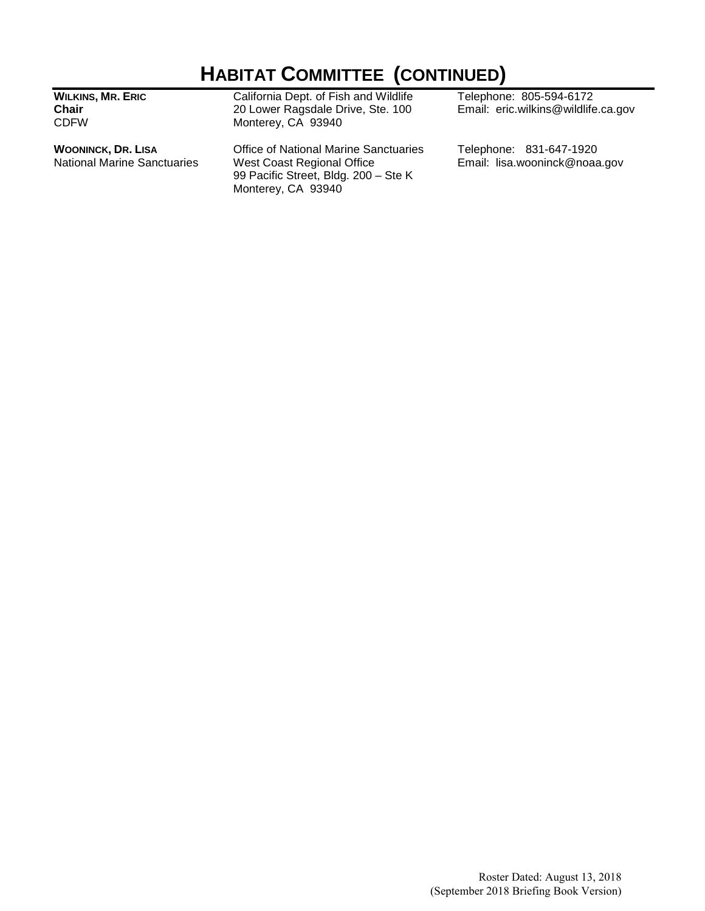# HABITAT COMMITTEE (CONTINUED)

| | | |
|---|---|---|
| **WILKINS, MR. ERIC**<br>**Chair**<br>CDFW | California Dept. of Fish and Wildlife<br>20 Lower Ragsdale Drive, Ste. 100<br>Monterey, CA 93940 | Telephone: 805-594-6172<br>Email: eric.wilkins@wildlife.ca.gov |
| **WOONINCK, DR. LISA**<br>National Marine Sanctuaries | Office of National Marine Sanctuaries<br>West Coast Regional Office<br>99 Pacific Street, Bldg. 200 – Ste K<br>Monterey, CA 93940 | Telephone: 831-647-1920<br>Email: lisa.wooninck@noaa.gov |

Roster Dated: August 13, 2018
(September 2018 Briefing Book Version)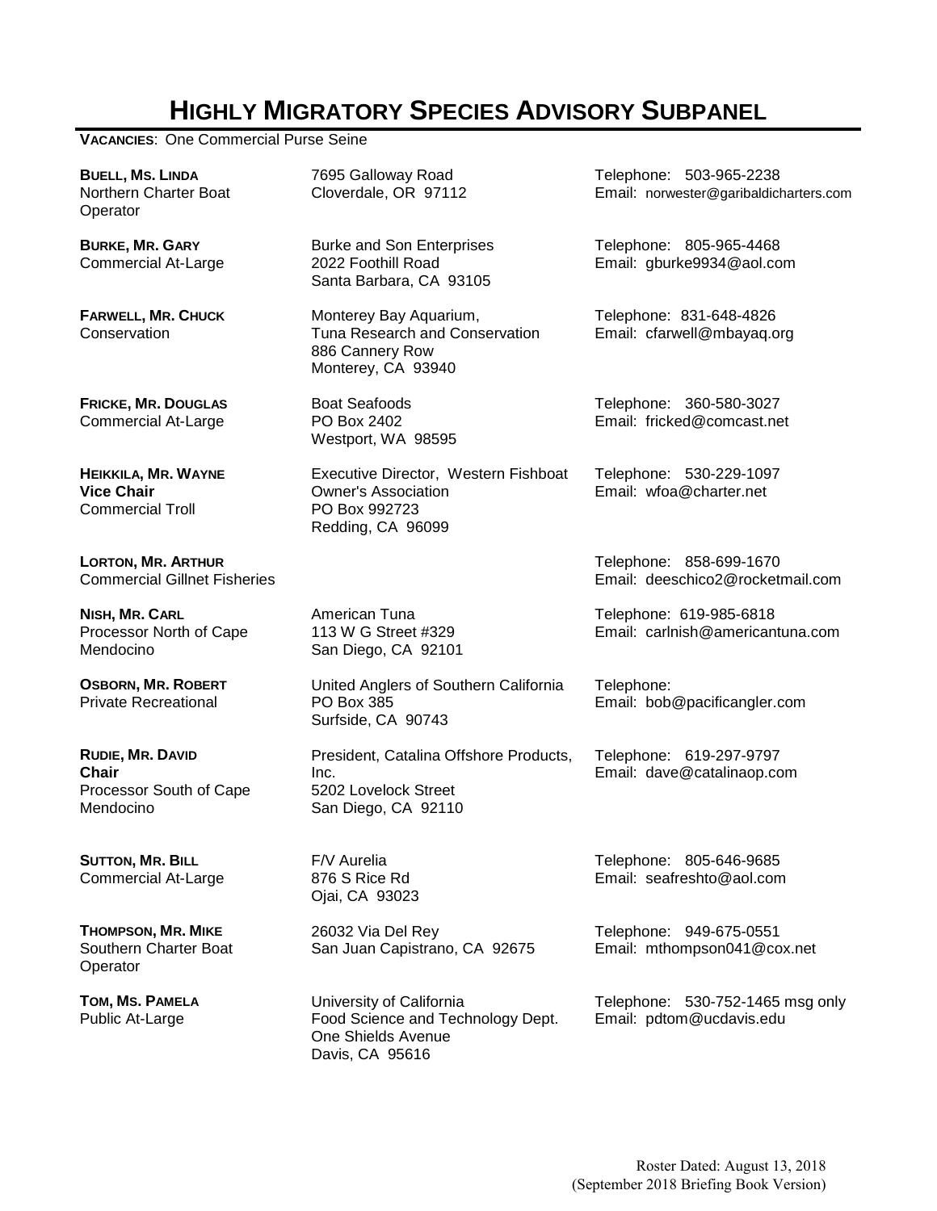# HIGHLY MIGRATORY SPECIES ADVISORY SUBPANEL

**VACANCIES**: One Commercial Purse Seine

| Name / Position | Address | Contact |
| --- | --- | --- |
| **BUELL, MS. LINDA**<br>Northern Charter Boat Operator | 7695 Galloway Road<br>Cloverdale, OR 97112 | Telephone: 503-965-2238<br>Email: norwester@garibaldicharters.com |
| **BURKE, MR. GARY**<br>Commercial At-Large | Burke and Son Enterprises<br>2022 Foothill Road<br>Santa Barbara, CA 93105 | Telephone: 805-965-4468<br>Email: gburke9934@aol.com |
| **FARWELL, MR. CHUCK**<br>Conservation | Monterey Bay Aquarium,<br>Tuna Research and Conservation<br>886 Cannery Row<br>Monterey, CA 93940 | Telephone: 831-648-4826<br>Email: cfarwell@mbayaq.org |
| **FRICKE, MR. DOUGLAS**<br>Commercial At-Large | Boat Seafoods<br>PO Box 2402<br>Westport, WA 98595 | Telephone: 360-580-3027<br>Email: fricked@comcast.net |
| **HEIKKILA, MR. WAYNE**<br>**Vice Chair**<br>Commercial Troll | Executive Director, Western Fishboat Owner's Association<br>PO Box 992723<br>Redding, CA 96099 | Telephone: 530-229-1097<br>Email: wfoa@charter.net |
| **LORTON, MR. ARTHUR**<br>Commercial Gillnet Fisheries | | Telephone: 858-699-1670<br>Email: deeschico2@rocketmail.com |
| **NISH, MR. CARL**<br>Processor North of Cape Mendocino | American Tuna<br>113 W G Street #329<br>San Diego, CA 92101 | Telephone: 619-985-6818<br>Email: carlnish@americantuna.com |
| **OSBORN, MR. ROBERT**<br>Private Recreational | United Anglers of Southern California<br>PO Box 385<br>Surfside, CA 90743 | Telephone:<br>Email: bob@pacificangler.com |
| **RUDIE, MR. DAVID**<br>**Chair**<br>Processor South of Cape Mendocino | President, Catalina Offshore Products, Inc.<br>5202 Lovelock Street<br>San Diego, CA 92110 | Telephone: 619-297-9797<br>Email: dave@catalinaop.com |
| **SUTTON, MR. BILL**<br>Commercial At-Large | F/V Aurelia<br>876 S Rice Rd<br>Ojai, CA 93023 | Telephone: 805-646-9685<br>Email: seafreshto@aol.com |
| **THOMPSON, MR. MIKE**<br>Southern Charter Boat Operator | 26032 Via Del Rey<br>San Juan Capistrano, CA 92675 | Telephone: 949-675-0551<br>Email: mthompson041@cox.net |
| **TOM, MS. PAMELA**<br>Public At-Large | University of California<br>Food Science and Technology Dept.<br>One Shields Avenue<br>Davis, CA 95616 | Telephone: 530-752-1465 msg only<br>Email: pdtom@ucdavis.edu |

Roster Dated: August 13, 2018
(September 2018 Briefing Book Version)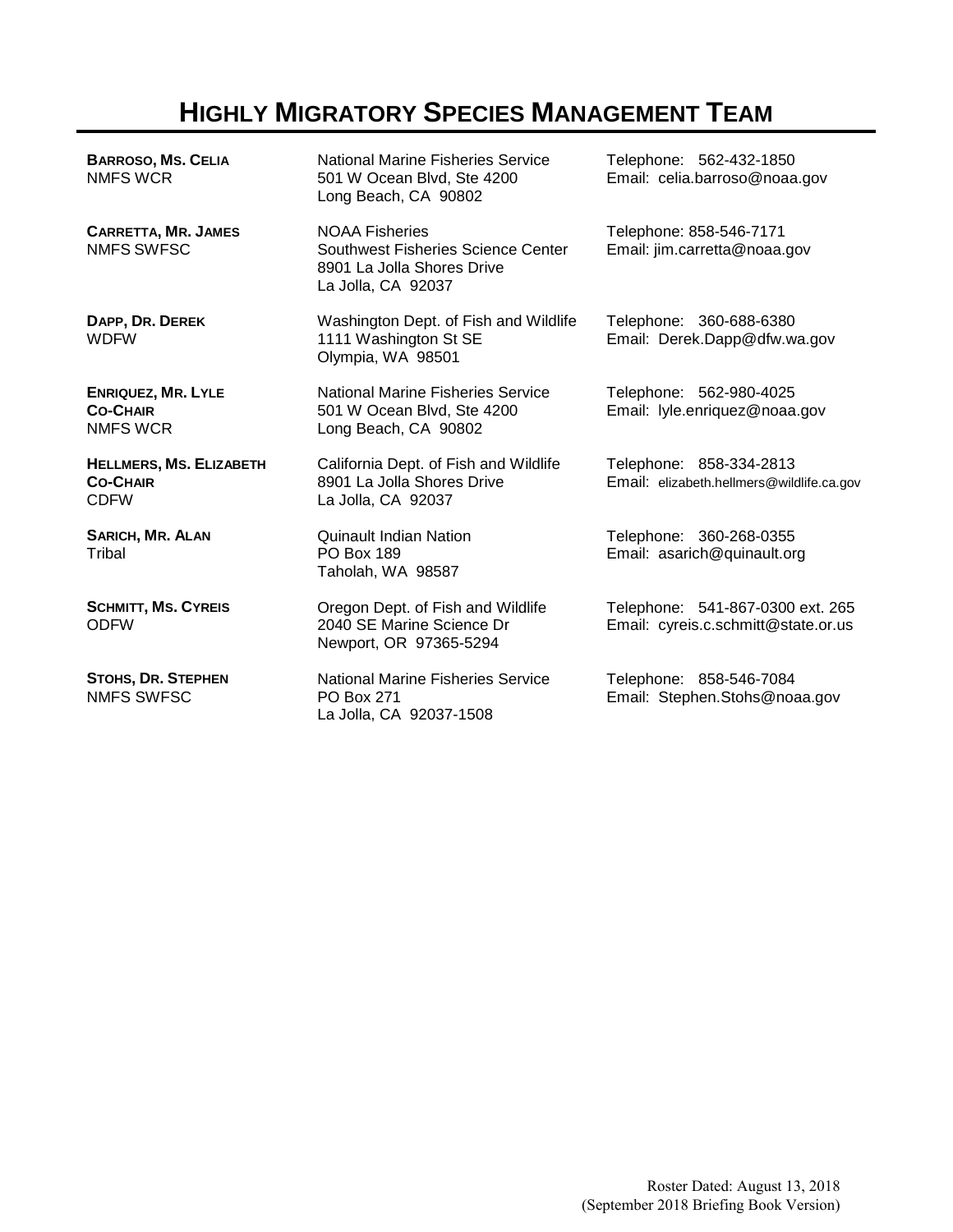# HIGHLY MIGRATORY SPECIES MANAGEMENT TEAM

| | | |
|---|---|---|
| **BARROSO, MS. CELIA**<br>NMFS WCR | National Marine Fisheries Service<br>501 W Ocean Blvd, Ste 4200<br>Long Beach, CA 90802 | Telephone: 562-432-1850<br>Email: celia.barroso@noaa.gov |
| **CARRETTA, MR. JAMES**<br>NMFS SWFSC | NOAA Fisheries<br>Southwest Fisheries Science Center<br>8901 La Jolla Shores Drive<br>La Jolla, CA 92037 | Telephone: 858-546-7171<br>Email: jim.carretta@noaa.gov |
| **DAPP, DR. DEREK**<br>WDFW | Washington Dept. of Fish and Wildlife<br>1111 Washington St SE<br>Olympia, WA 98501 | Telephone: 360-688-6380<br>Email: Derek.Dapp@dfw.wa.gov |
| **ENRIQUEZ, MR. LYLE**<br>**CO-CHAIR**<br>NMFS WCR | National Marine Fisheries Service<br>501 W Ocean Blvd, Ste 4200<br>Long Beach, CA 90802 | Telephone: 562-980-4025<br>Email: lyle.enriquez@noaa.gov |
| **HELLMERS, MS. ELIZABETH**<br>**CO-CHAIR**<br>CDFW | California Dept. of Fish and Wildlife<br>8901 La Jolla Shores Drive<br>La Jolla, CA 92037 | Telephone: 858-334-2813<br>Email: elizabeth.hellmers@wildlife.ca.gov |
| **SARICH, MR. ALAN**<br>Tribal | Quinault Indian Nation<br>PO Box 189<br>Taholah, WA 98587 | Telephone: 360-268-0355<br>Email: asarich@quinault.org |
| **SCHMITT, MS. CYREIS**<br>ODFW | Oregon Dept. of Fish and Wildlife<br>2040 SE Marine Science Dr<br>Newport, OR 97365-5294 | Telephone: 541-867-0300 ext. 265<br>Email: cyreis.c.schmitt@state.or.us |
| **STOHS, DR. STEPHEN**<br>NMFS SWFSC | National Marine Fisheries Service<br>PO Box 271<br>La Jolla, CA 92037-1508 | Telephone: 858-546-7084<br>Email: Stephen.Stohs@noaa.gov |

Roster Dated: August 13, 2018
(September 2018 Briefing Book Version)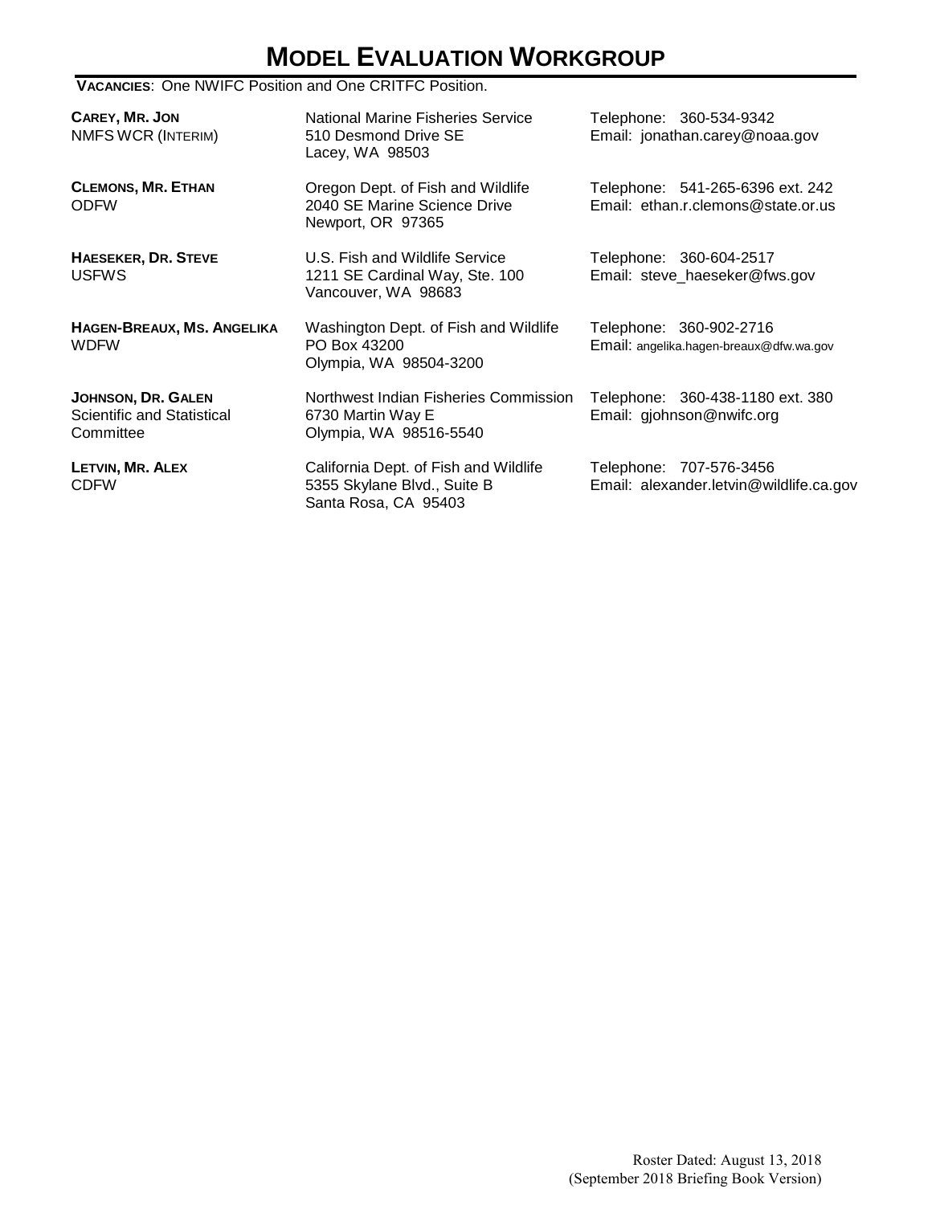# Model Evaluation Workgroup

**Vacancies**: One NWIFC Position and One CRITFC Position.

| Name / Affiliation | Address | Contact |
| --- | --- | --- |
| **Carey, Mr. Jon**<br>NMFS WCR (Interim) | National Marine Fisheries Service<br>510 Desmond Drive SE<br>Lacey, WA 98503 | Telephone: 360-534-9342<br>Email: jonathan.carey@noaa.gov |
| **Clemons, Mr. Ethan**<br>ODFW | Oregon Dept. of Fish and Wildlife<br>2040 SE Marine Science Drive<br>Newport, OR 97365 | Telephone: 541-265-6396 ext. 242<br>Email: ethan.r.clemons@state.or.us |
| **Haeseker, Dr. Steve**<br>USFWS | U.S. Fish and Wildlife Service<br>1211 SE Cardinal Way, Ste. 100<br>Vancouver, WA 98683 | Telephone: 360-604-2517<br>Email: steve_haeseker@fws.gov |
| **Hagen-Breaux, Ms. Angelika**<br>WDFW | Washington Dept. of Fish and Wildlife<br>PO Box 43200<br>Olympia, WA 98504-3200 | Telephone: 360-902-2716<br>Email: angelika.hagen-breaux@dfw.wa.gov |
| **Johnson, Dr. Galen**<br>Scientific and Statistical Committee | Northwest Indian Fisheries Commission<br>6730 Martin Way E<br>Olympia, WA 98516-5540 | Telephone: 360-438-1180 ext. 380<br>Email: gjohnson@nwifc.org |
| **Letvin, Mr. Alex**<br>CDFW | California Dept. of Fish and Wildlife<br>5355 Skylane Blvd., Suite B<br>Santa Rosa, CA 95403 | Telephone: 707-576-3456<br>Email: alexander.letvin@wildlife.ca.gov |

Roster Dated: August 13, 2018
(September 2018 Briefing Book Version)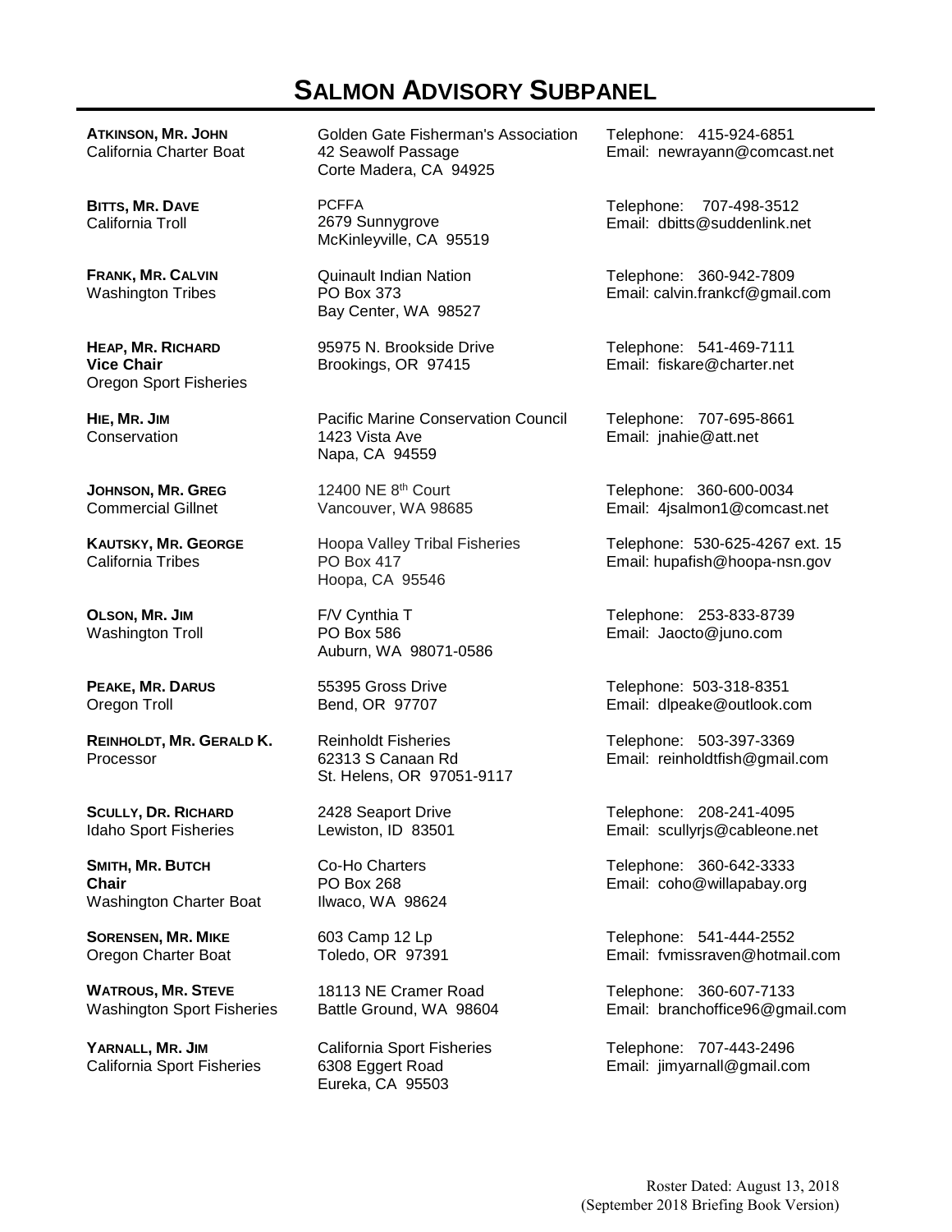# SALMON ADVISORY SUBPANEL

| | | |
|---|---|---|
| **ATKINSON, MR. JOHN**<br>California Charter Boat | Golden Gate Fisherman's Association<br>42 Seawolf Passage<br>Corte Madera, CA 94925 | Telephone: 415-924-6851<br>Email: newrayann@comcast.net |
| **BITTS, MR. DAVE**<br>California Troll | PCFFA<br>2679 Sunnygrove<br>McKinleyville, CA 95519 | Telephone: 707-498-3512<br>Email: dbitts@suddenlink.net |
| **FRANK, MR. CALVIN**<br>Washington Tribes | Quinault Indian Nation<br>PO Box 373<br>Bay Center, WA 98527 | Telephone: 360-942-7809<br>Email: calvin.frankcf@gmail.com |
| **HEAP, MR. RICHARD**<br>**Vice Chair**<br>Oregon Sport Fisheries | 95975 N. Brookside Drive<br>Brookings, OR 97415 | Telephone: 541-469-7111<br>Email: fiskare@charter.net |
| **HIE, MR. JIM**<br>Conservation | Pacific Marine Conservation Council<br>1423 Vista Ave<br>Napa, CA 94559 | Telephone: 707-695-8661<br>Email: jnahie@att.net |
| **JOHNSON, MR. GREG**<br>Commercial Gillnet | 12400 NE 8th Court<br>Vancouver, WA 98685 | Telephone: 360-600-0034<br>Email: 4jsalmon1@comcast.net |
| **KAUTSKY, MR. GEORGE**<br>California Tribes | Hoopa Valley Tribal Fisheries<br>PO Box 417<br>Hoopa, CA 95546 | Telephone: 530-625-4267 ext. 15<br>Email: hupafish@hoopa-nsn.gov |
| **OLSON, MR. JIM**<br>Washington Troll | F/V Cynthia T<br>PO Box 586<br>Auburn, WA 98071-0586 | Telephone: 253-833-8739<br>Email: Jaocto@juno.com |
| **PEAKE, MR. DARUS**<br>Oregon Troll | 55395 Gross Drive<br>Bend, OR 97707 | Telephone: 503-318-8351<br>Email: dlpeake@outlook.com |
| **REINHOLDT, MR. GERALD K.**<br>Processor | Reinholdt Fisheries<br>62313 S Canaan Rd<br>St. Helens, OR 97051-9117 | Telephone: 503-397-3369<br>Email: reinholdtfish@gmail.com |
| **SCULLY, DR. RICHARD**<br>Idaho Sport Fisheries | 2428 Seaport Drive<br>Lewiston, ID 83501 | Telephone: 208-241-4095<br>Email: scullyrjs@cableone.net |
| **SMITH, MR. BUTCH**<br>**Chair**<br>Washington Charter Boat | Co-Ho Charters<br>PO Box 268<br>Ilwaco, WA 98624 | Telephone: 360-642-3333<br>Email: coho@willapabay.org |
| **SORENSEN, MR. MIKE**<br>Oregon Charter Boat | 603 Camp 12 Lp<br>Toledo, OR 97391 | Telephone: 541-444-2552<br>Email: fvmissraven@hotmail.com |
| **WATROUS, MR. STEVE**<br>Washington Sport Fisheries | 18113 NE Cramer Road<br>Battle Ground, WA 98604 | Telephone: 360-607-7133<br>Email: branchoffice96@gmail.com |
| **YARNALL, MR. JIM**<br>California Sport Fisheries | California Sport Fisheries<br>6308 Eggert Road<br>Eureka, CA 95503 | Telephone: 707-443-2496<br>Email: jimyarnall@gmail.com |

Roster Dated: August 13, 2018
(September 2018 Briefing Book Version)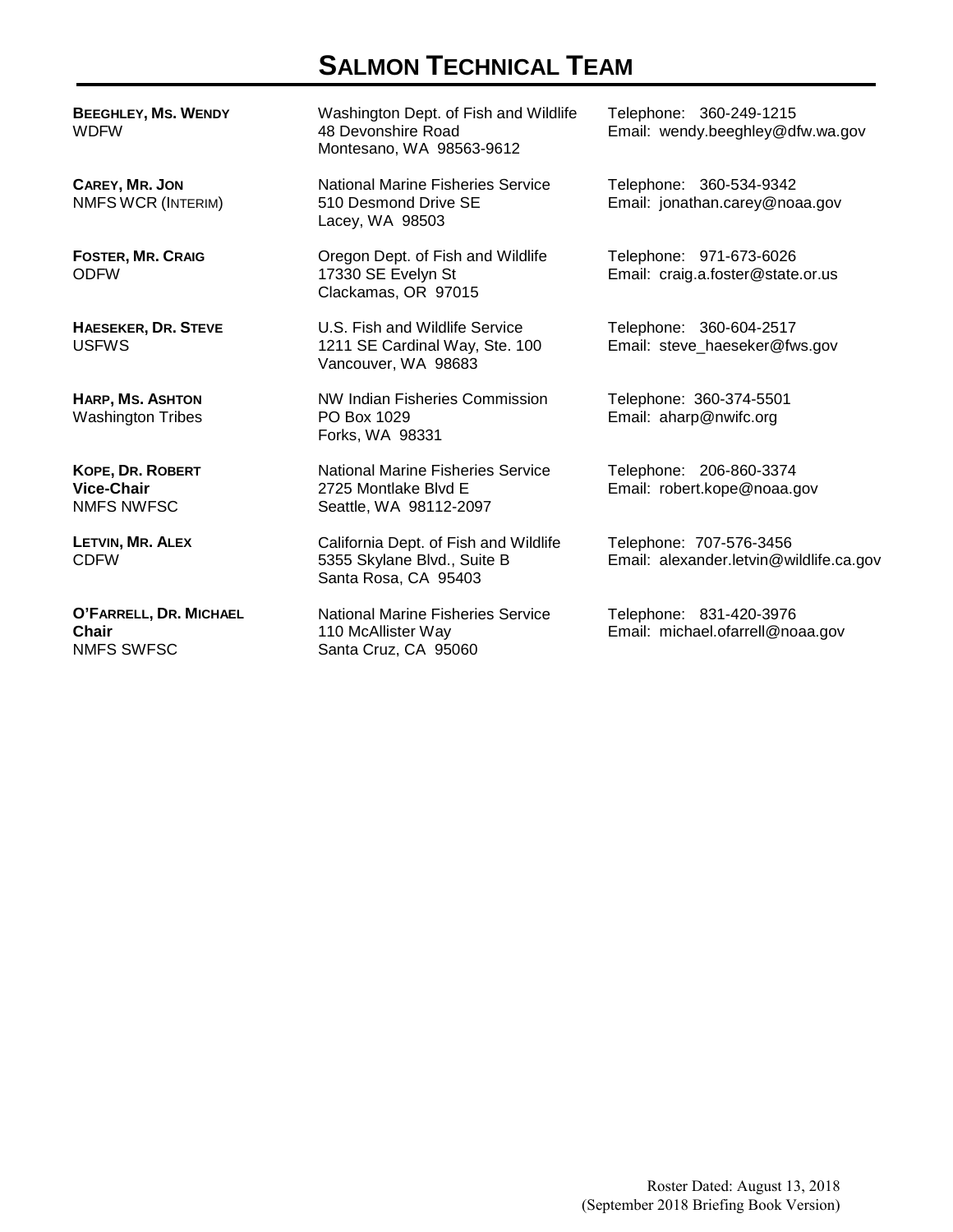# SALMON TECHNICAL TEAM

| | | |
|---|---|---|
| **BEEGHLEY, MS. WENDY**<br>WDFW | Washington Dept. of Fish and Wildlife<br>48 Devonshire Road<br>Montesano, WA 98563-9612 | Telephone: 360-249-1215<br>Email: wendy.beeghley@dfw.wa.gov |
| **CAREY, MR. JON**<br>NMFS WCR (INTERIM) | National Marine Fisheries Service<br>510 Desmond Drive SE<br>Lacey, WA 98503 | Telephone: 360-534-9342<br>Email: jonathan.carey@noaa.gov |
| **FOSTER, MR. CRAIG**<br>ODFW | Oregon Dept. of Fish and Wildlife<br>17330 SE Evelyn St<br>Clackamas, OR 97015 | Telephone: 971-673-6026<br>Email: craig.a.foster@state.or.us |
| **HAESEKER, DR. STEVE**<br>USFWS | U.S. Fish and Wildlife Service<br>1211 SE Cardinal Way, Ste. 100<br>Vancouver, WA 98683 | Telephone: 360-604-2517<br>Email: steve_haeseker@fws.gov |
| **HARP, MS. ASHTON**<br>Washington Tribes | NW Indian Fisheries Commission<br>PO Box 1029<br>Forks, WA 98331 | Telephone: 360-374-5501<br>Email: aharp@nwifc.org |
| **KOPE, DR. ROBERT**<br>**Vice-Chair**<br>NMFS NWFSC | National Marine Fisheries Service<br>2725 Montlake Blvd E<br>Seattle, WA 98112-2097 | Telephone: 206-860-3374<br>Email: robert.kope@noaa.gov |
| **LETVIN, MR. ALEX**<br>CDFW | California Dept. of Fish and Wildlife<br>5355 Skylane Blvd., Suite B<br>Santa Rosa, CA 95403 | Telephone: 707-576-3456<br>Email: alexander.letvin@wildlife.ca.gov |
| **O'FARRELL, DR. MICHAEL**<br>**Chair**<br>NMFS SWFSC | National Marine Fisheries Service<br>110 McAllister Way<br>Santa Cruz, CA 95060 | Telephone: 831-420-3976<br>Email: michael.ofarrell@noaa.gov |

Roster Dated: August 13, 2018
(September 2018 Briefing Book Version)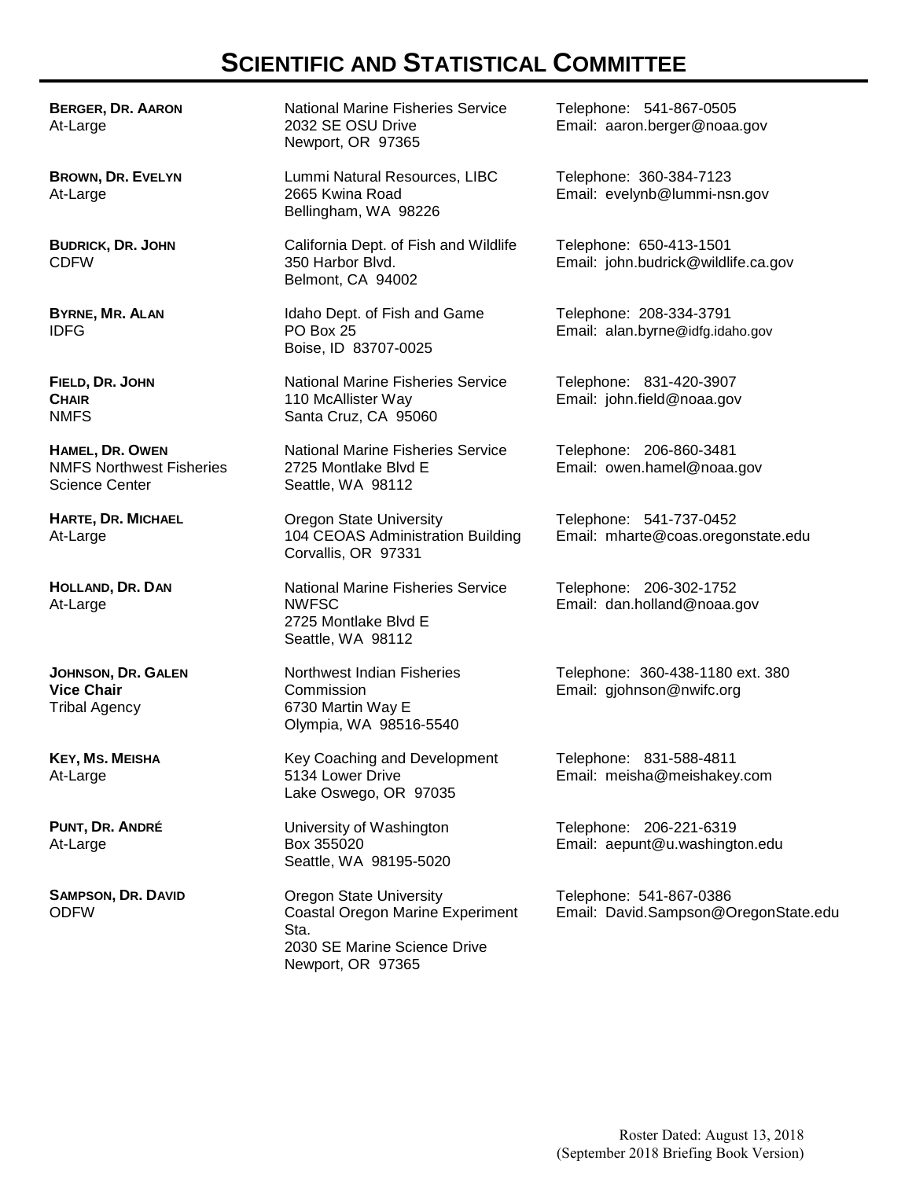# SCIENTIFIC AND STATISTICAL COMMITTEE

| Name / Role | Address | Contact |
|---|---|---|
| **BERGER, DR. AARON**<br>At-Large | National Marine Fisheries Service<br>2032 SE OSU Drive<br>Newport, OR 97365 | Telephone: 541-867-0505<br>Email: aaron.berger@noaa.gov |
| **BROWN, DR. EVELYN**<br>At-Large | Lummi Natural Resources, LIBC<br>2665 Kwina Road<br>Bellingham, WA 98226 | Telephone: 360-384-7123<br>Email: evelynb@lummi-nsn.gov |
| **BUDRICK, DR. JOHN**<br>CDFW | California Dept. of Fish and Wildlife<br>350 Harbor Blvd.<br>Belmont, CA 94002 | Telephone: 650-413-1501<br>Email: john.budrick@wildlife.ca.gov |
| **BYRNE, MR. ALAN**<br>IDFG | Idaho Dept. of Fish and Game<br>PO Box 25<br>Boise, ID 83707-0025 | Telephone: 208-334-3791<br>Email: alan.byrne@idfg.idaho.gov |
| **FIELD, DR. JOHN**<br>**CHAIR**<br>NMFS | National Marine Fisheries Service<br>110 McAllister Way<br>Santa Cruz, CA 95060 | Telephone: 831-420-3907<br>Email: john.field@noaa.gov |
| **HAMEL, DR. OWEN**<br>NMFS Northwest Fisheries Science Center | National Marine Fisheries Service<br>2725 Montlake Blvd E<br>Seattle, WA 98112 | Telephone: 206-860-3481<br>Email: owen.hamel@noaa.gov |
| **HARTE, DR. MICHAEL**<br>At-Large | Oregon State University<br>104 CEOAS Administration Building<br>Corvallis, OR 97331 | Telephone: 541-737-0452<br>Email: mharte@coas.oregonstate.edu |
| **HOLLAND, DR. DAN**<br>At-Large | National Marine Fisheries Service<br>NWFSC<br>2725 Montlake Blvd E<br>Seattle, WA 98112 | Telephone: 206-302-1752<br>Email: dan.holland@noaa.gov |
| **JOHNSON, DR. GALEN**<br>**Vice Chair**<br>Tribal Agency | Northwest Indian Fisheries Commission<br>6730 Martin Way E<br>Olympia, WA 98516-5540 | Telephone: 360-438-1180 ext. 380<br>Email: gjohnson@nwifc.org |
| **KEY, MS. MEISHA**<br>At-Large | Key Coaching and Development<br>5134 Lower Drive<br>Lake Oswego, OR 97035 | Telephone: 831-588-4811<br>Email: meisha@meishakey.com |
| **PUNT, DR. ANDRÉ**<br>At-Large | University of Washington<br>Box 355020<br>Seattle, WA 98195-5020 | Telephone: 206-221-6319<br>Email: aepunt@u.washington.edu |
| **SAMPSON, DR. DAVID**<br>ODFW | Oregon State University<br>Coastal Oregon Marine Experiment Sta.<br>2030 SE Marine Science Drive<br>Newport, OR 97365 | Telephone: 541-867-0386<br>Email: David.Sampson@OregonState.edu |

Roster Dated: August 13, 2018
(September 2018 Briefing Book Version)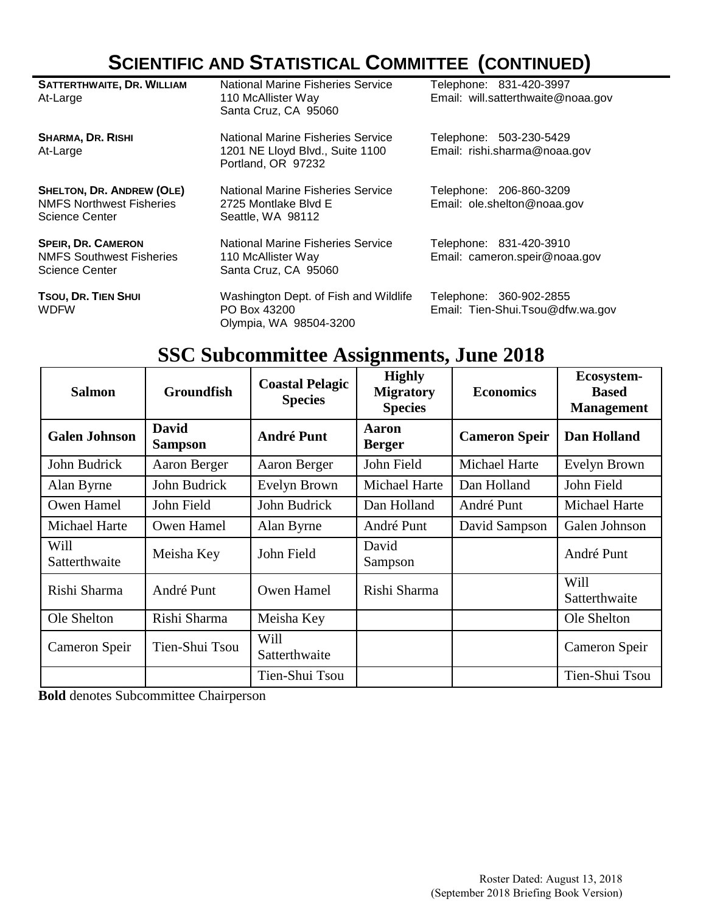# SCIENTIFIC AND STATISTICAL COMMITTEE (CONTINUED)

**SATTERTHWAITE, DR. WILLIAM**
At-Large
National Marine Fisheries Service
110 McAllister Way
Santa Cruz, CA 95060
Telephone: 831-420-3997
Email: will.satterthwaite@noaa.gov

**SHARMA, DR. RISHI**
At-Large
National Marine Fisheries Service
1201 NE Lloyd Blvd., Suite 1100
Portland, OR 97232
Telephone: 503-230-5429
Email: rishi.sharma@noaa.gov

**SHELTON, DR. ANDREW (OLE)**
NMFS Northwest Fisheries Science Center
National Marine Fisheries Service
2725 Montlake Blvd E
Seattle, WA 98112
Telephone: 206-860-3209
Email: ole.shelton@noaa.gov

**SPEIR, DR. CAMERON**
NMFS Southwest Fisheries Science Center
National Marine Fisheries Service
110 McAllister Way
Santa Cruz, CA 95060
Telephone: 831-420-3910
Email: cameron.speir@noaa.gov

**TSOU, DR. TIEN SHUI**
WDFW
Washington Dept. of Fish and Wildlife
PO Box 43200
Olympia, WA 98504-3200
Telephone: 360-902-2855
Email: Tien-Shui.Tsou@dfw.wa.gov

## SSC Subcommittee Assignments, June 2018

| Salmon | Groundfish | Coastal Pelagic Species | Highly Migratory Species | Economics | Ecosystem-Based Management |
|---|---|---|---|---|---|
| **Galen Johnson** | **David Sampson** | **André Punt** | **Aaron Berger** | **Cameron Speir** | **Dan Holland** |
| John Budrick | Aaron Berger | Aaron Berger | John Field | Michael Harte | Evelyn Brown |
| Alan Byrne | John Budrick | Evelyn Brown | Michael Harte | Dan Holland | John Field |
| Owen Hamel | John Field | John Budrick | Dan Holland | André Punt | Michael Harte |
| Michael Harte | Owen Hamel | Alan Byrne | André Punt | David Sampson | Galen Johnson |
| Will Satterthwaite | Meisha Key | John Field | David Sampson | | André Punt |
| Rishi Sharma | André Punt | Owen Hamel | Rishi Sharma | | Will Satterthwaite |
| Ole Shelton | Rishi Sharma | Meisha Key | | | Ole Shelton |
| Cameron Speir | Tien-Shui Tsou | Will Satterthwaite | | | Cameron Speir |
| | | Tien-Shui Tsou | | | Tien-Shui Tsou |

**Bold** denotes Subcommittee Chairperson

Roster Dated: August 13, 2018
(September 2018 Briefing Book Version)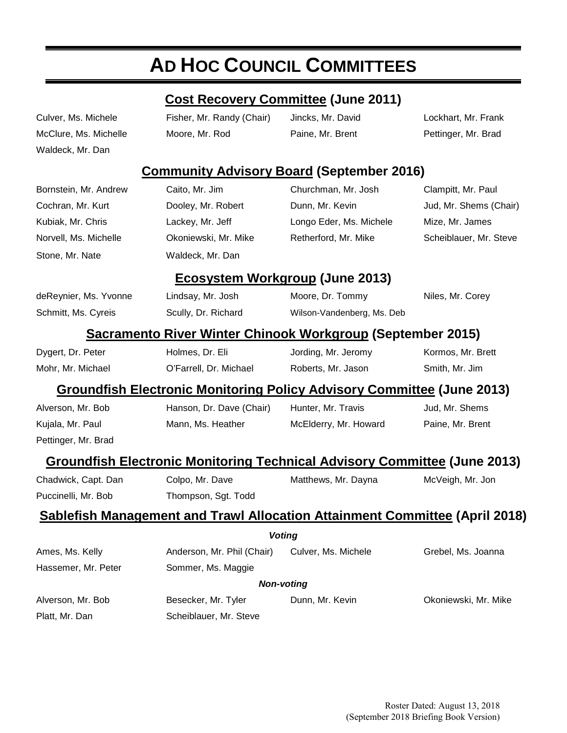# AD HOC COUNCIL COMMITTEES

## Cost Recovery Committee (June 2011)

| | | | |
|---|---|---|---|
| Culver, Ms. Michele | Fisher, Mr. Randy (Chair) | Jincks, Mr. David | Lockhart, Mr. Frank |
| McClure, Ms. Michelle | Moore, Mr. Rod | Paine, Mr. Brent | Pettinger, Mr. Brad |
| Waldeck, Mr. Dan | | | |

## Community Advisory Board (September 2016)

| | | | |
|---|---|---|---|
| Bornstein, Mr. Andrew | Caito, Mr. Jim | Churchman, Mr. Josh | Clampitt, Mr. Paul |
| Cochran, Mr. Kurt | Dooley, Mr. Robert | Dunn, Mr. Kevin | Jud, Mr. Shems (Chair) |
| Kubiak, Mr. Chris | Lackey, Mr. Jeff | Longo Eder, Ms. Michele | Mize, Mr. James |
| Norvell, Ms. Michelle | Okoniewski, Mr. Mike | Retherford, Mr. Mike | Scheiblauer, Mr. Steve |
| Stone, Mr. Nate | Waldeck, Mr. Dan | | |

## Ecosystem Workgroup (June 2013)

| | | | |
|---|---|---|---|
| deReynier, Ms. Yvonne | Lindsay, Mr. Josh | Moore, Dr. Tommy | Niles, Mr. Corey |
| Schmitt, Ms. Cyreis | Scully, Dr. Richard | Wilson-Vandenberg, Ms. Deb | |

## Sacramento River Winter Chinook Workgroup (September 2015)

| | | | |
|---|---|---|---|
| Dygert, Dr. Peter | Holmes, Dr. Eli | Jording, Mr. Jeromy | Kormos, Mr. Brett |
| Mohr, Mr. Michael | O'Farrell, Dr. Michael | Roberts, Mr. Jason | Smith, Mr. Jim |

## Groundfish Electronic Monitoring Policy Advisory Committee (June 2013)

| | | | |
|---|---|---|---|
| Alverson, Mr. Bob | Hanson, Dr. Dave (Chair) | Hunter, Mr. Travis | Jud, Mr. Shems |
| Kujala, Mr. Paul | Mann, Ms. Heather | McElderry, Mr. Howard | Paine, Mr. Brent |
| Pettinger, Mr. Brad | | | |

## Groundfish Electronic Monitoring Technical Advisory Committee (June 2013)

| | | | |
|---|---|---|---|
| Chadwick, Capt. Dan | Colpo, Mr. Dave | Matthews, Mr. Dayna | McVeigh, Mr. Jon |
| Puccinelli, Mr. Bob | Thompson, Sgt. Todd | | |

## Sablefish Management and Trawl Allocation Attainment Committee (April 2018)

***Voting***

| | | | |
|---|---|---|---|
| Ames, Ms. Kelly | Anderson, Mr. Phil (Chair) | Culver, Ms. Michele | Grebel, Ms. Joanna |
| Hassemer, Mr. Peter | Sommer, Ms. Maggie | | |

***Non-voting***

| | | | |
|---|---|---|---|
| Alverson, Mr. Bob | Besecker, Mr. Tyler | Dunn, Mr. Kevin | Okoniewski, Mr. Mike |
| Platt, Mr. Dan | Scheiblauer, Mr. Steve | | |

Roster Dated: August 13, 2018
(September 2018 Briefing Book Version)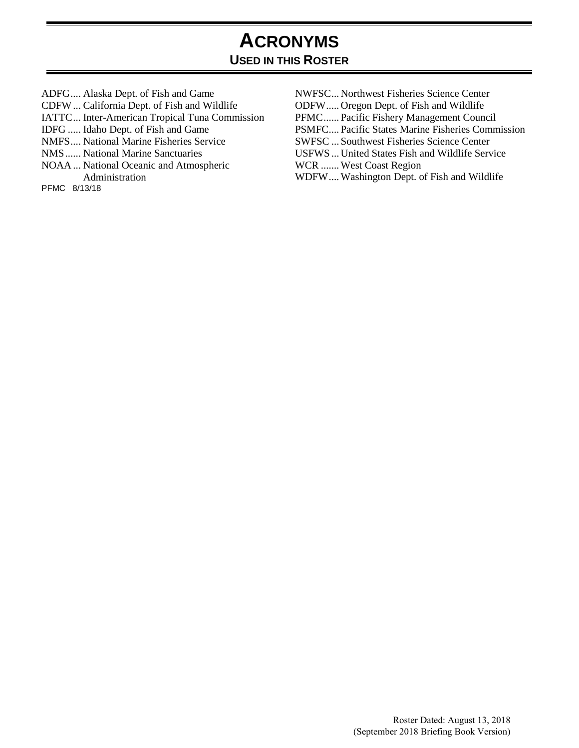# ACRONYMS

## USED IN THIS ROSTER

ADFG.... Alaska Dept. of Fish and Game
CDFW... California Dept. of Fish and Wildlife
IATTC... Inter-American Tropical Tuna Commission
IDFG ..... Idaho Dept. of Fish and Game
NMFS.... National Marine Fisheries Service
NMS...... National Marine Sanctuaries
NOAA... National Oceanic and Atmospheric Administration
NWFSC... Northwest Fisheries Science Center
ODFW..... Oregon Dept. of Fish and Wildlife
PFMC...... Pacific Fishery Management Council
PSMFC.... Pacific States Marine Fisheries Commission
SWFSC ... Southwest Fisheries Science Center
USFWS... United States Fish and Wildlife Service
WCR ....... West Coast Region
WDFW.... Washington Dept. of Fish and Wildlife

PFMC 8/13/18

Roster Dated: August 13, 2018
(September 2018 Briefing Book Version)